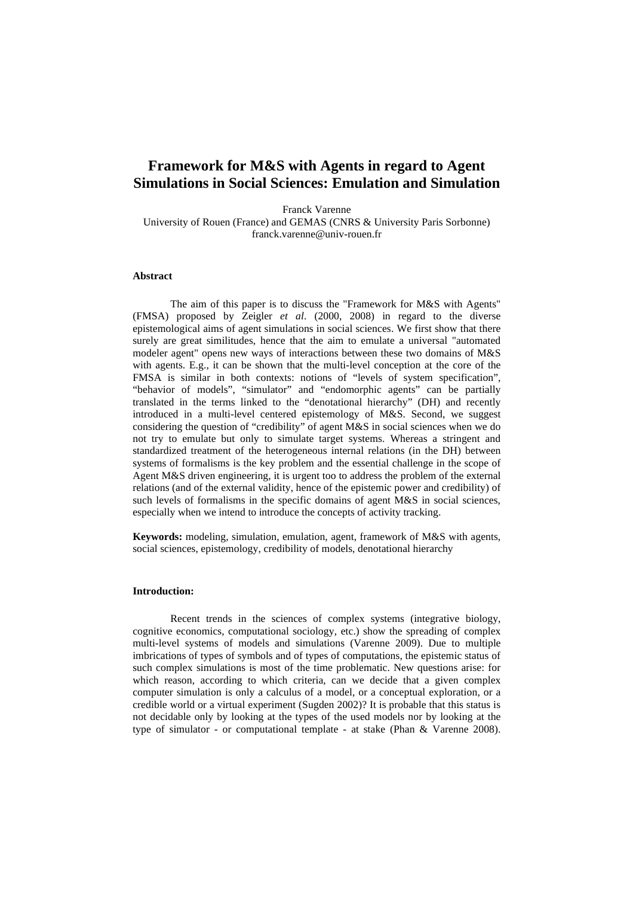# Framework for M&S with Agents in regard to Agent Simulations in Social Sciences: Emulation and Simulation

Franck Varenne

University of Rouen (France) and GEMAS (CNRS & University Paris Sorbonne)

franck.varenne@univ-rouen.fr

**Abstract**

The aim of this paper is to discuss the "Framework for M&S with Agents" (FMSA) proposed by Zeigler *et al*. (2000, 2008) in regard to the diverse epistemological aims of agent simulations in social sciences. We first show that there surely are great similitudes, hence that the aim to emulate a universal "automated modeler agent" opens new ways of interactions between these two domains of M&S with agents. E.g., it can be shown that the multi-level conception at the core of the FMSA is similar in both contexts: notions of "levels of system specification", "behavior of models", "simulator" and "endomorphic agents" can be partially translated in the terms linked to the "denotational hierarchy" (DH) and recently introduced in a multi-level centered epistemology of M&S. Second, we suggest considering the question of "credibility" of agent M&S in social sciences when we do not try to emulate but only to simulate target systems. Whereas a stringent and standardized treatment of the heterogeneous internal relations (in the DH) between systems of formalisms is the key problem and the essential challenge in the scope of Agent M&S driven engineering, it is urgent too to address the problem of the external relations (and of the external validity, hence of the epistemic power and credibility) of such levels of formalisms in the specific domains of agent M&S in social sciences, especially when we intend to introduce the concepts of activity tracking.

**Keywords:** modeling, simulation, emulation, agent, framework of M&S with agents, social sciences, epistemology, credibility of models, denotational hierarchy

**Introduction:**

Recent trends in the sciences of complex systems (integrative biology, cognitive economics, computational sociology, etc.) show the spreading of complex multi-level systems of models and simulations (Varenne 2009). Due to multiple imbrications of types of symbols and of types of computations, the epistemic status of such complex simulations is most of the time problematic. New questions arise: for which reason, according to which criteria, can we decide that a given complex computer simulation is only a calculus of a model, or a conceptual exploration, or a credible world or a virtual experiment (Sugden 2002)? It is probable that this status is not decidable only by looking at the types of the used models nor by looking at the type of simulator - or computational template - at stake (Phan & Varenne 2008).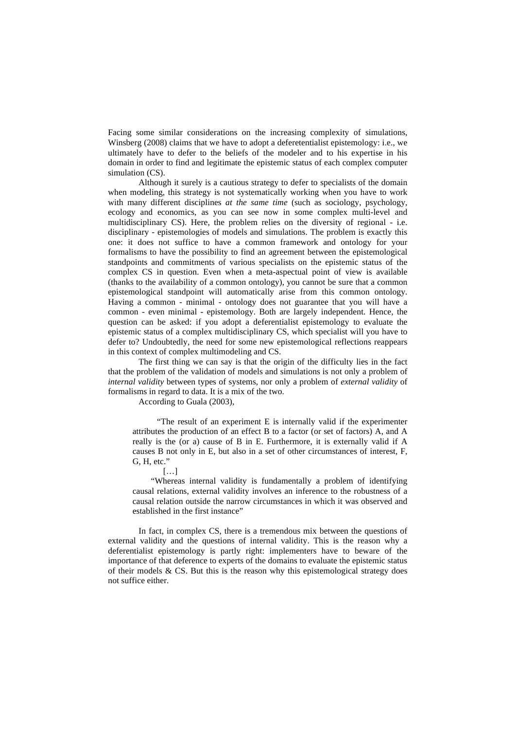Facing some similar considerations on the increasing complexity of simulations, Winsberg (2008) claims that we have to adopt a deferetentialist epistemology: i.e., we ultimately have to defer to the beliefs of the modeler and to his expertise in his domain in order to find and legitimate the epistemic status of each complex computer simulation (CS).

Although it surely is a cautious strategy to defer to specialists of the domain when modeling, this strategy is not systematically working when you have to work with many different disciplines *at the same time* (such as sociology, psychology, ecology and economics, as you can see now in some complex multi-level and multidisciplinary CS). Here, the problem relies on the diversity of regional - i.e. disciplinary - epistemologies of models and simulations. The problem is exactly this one: it does not suffice to have a common framework and ontology for your formalisms to have the possibility to find an agreement between the epistemological standpoints and commitments of various specialists on the epistemic status of the complex CS in question. Even when a meta-aspectual point of view is available (thanks to the availability of a common ontology), you cannot be sure that a common epistemological standpoint will automatically arise from this common ontology. Having a common - minimal - ontology does not guarantee that you will have a common - even minimal - epistemology. Both are largely independent. Hence, the question can be asked: if you adopt a deferentialist epistemology to evaluate the epistemic status of a complex multidisciplinary CS, which specialist will you have to defer to? Undoubtedly, the need for some new epistemological reflections reappears in this context of complex multimodeling and CS.

The first thing we can say is that the origin of the difficulty lies in the fact that the problem of the validation of models and simulations is not only a problem of *internal validity* between types of systems, nor only a problem of *external validity* of formalisms in regard to data. It is a mix of the two.

According to Guala (2003),

> "The result of an experiment E is internally valid if the experimenter attributes the production of an effect B to a factor (or set of factors) A, and A really is the (or a) cause of B in E. Furthermore, it is externally valid if A causes B not only in E, but also in a set of other circumstances of interest, F, G, H, etc."
>
> […]
>
> "Whereas internal validity is fundamentally a problem of identifying causal relations, external validity involves an inference to the robustness of a causal relation outside the narrow circumstances in which it was observed and established in the first instance"

In fact, in complex CS, there is a tremendous mix between the questions of external validity and the questions of internal validity. This is the reason why a deferentialist epistemology is partly right: implementers have to beware of the importance of that deference to experts of the domains to evaluate the epistemic status of their models & CS. But this is the reason why this epistemological strategy does not suffice either.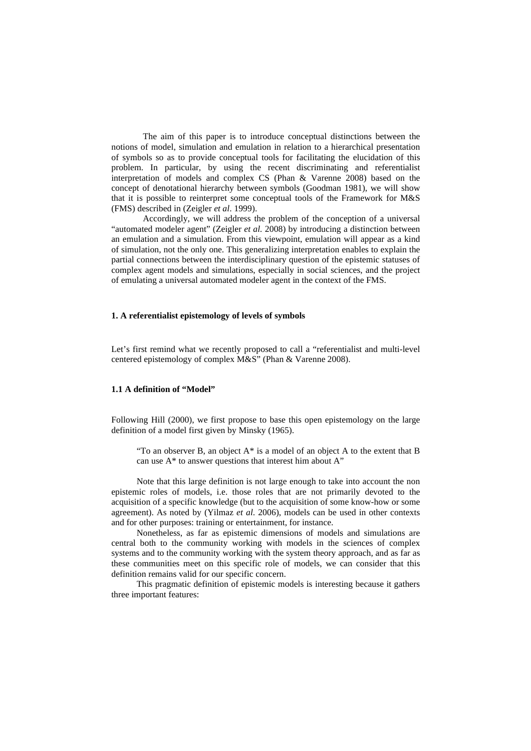The aim of this paper is to introduce conceptual distinctions between the notions of model, simulation and emulation in relation to a hierarchical presentation of symbols so as to provide conceptual tools for facilitating the elucidation of this problem. In particular, by using the recent discriminating and referentialist interpretation of models and complex CS (Phan & Varenne 2008) based on the concept of denotational hierarchy between symbols (Goodman 1981), we will show that it is possible to reinterpret some conceptual tools of the Framework for M&S (FMS) described in (Zeigler *et al*. 1999).

Accordingly, we will address the problem of the conception of a universal "automated modeler agent" (Zeigler *et al.* 2008) by introducing a distinction between an emulation and a simulation. From this viewpoint, emulation will appear as a kind of simulation, not the only one. This generalizing interpretation enables to explain the partial connections between the interdisciplinary question of the epistemic statuses of complex agent models and simulations, especially in social sciences, and the project of emulating a universal automated modeler agent in the context of the FMS.

## 1. A referentialist epistemology of levels of symbols

Let's first remind what we recently proposed to call a "referentialist and multi-level centered epistemology of complex M&S" (Phan & Varenne 2008).

### 1.1 A definition of "Model"

Following Hill (2000), we first propose to base this open epistemology on the large definition of a model first given by Minsky (1965).

> "To an observer B, an object A* is a model of an object A to the extent that B can use A* to answer questions that interest him about A"

Note that this large definition is not large enough to take into account the non epistemic roles of models, i.e. those roles that are not primarily devoted to the acquisition of a specific knowledge (but to the acquisition of some know-how or some agreement). As noted by (Yilmaz *et al.* 2006), models can be used in other contexts and for other purposes: training or entertainment, for instance.

Nonetheless, as far as epistemic dimensions of models and simulations are central both to the community working with models in the sciences of complex systems and to the community working with the system theory approach, and as far as these communities meet on this specific role of models, we can consider that this definition remains valid for our specific concern.

This pragmatic definition of epistemic models is interesting because it gathers three important features: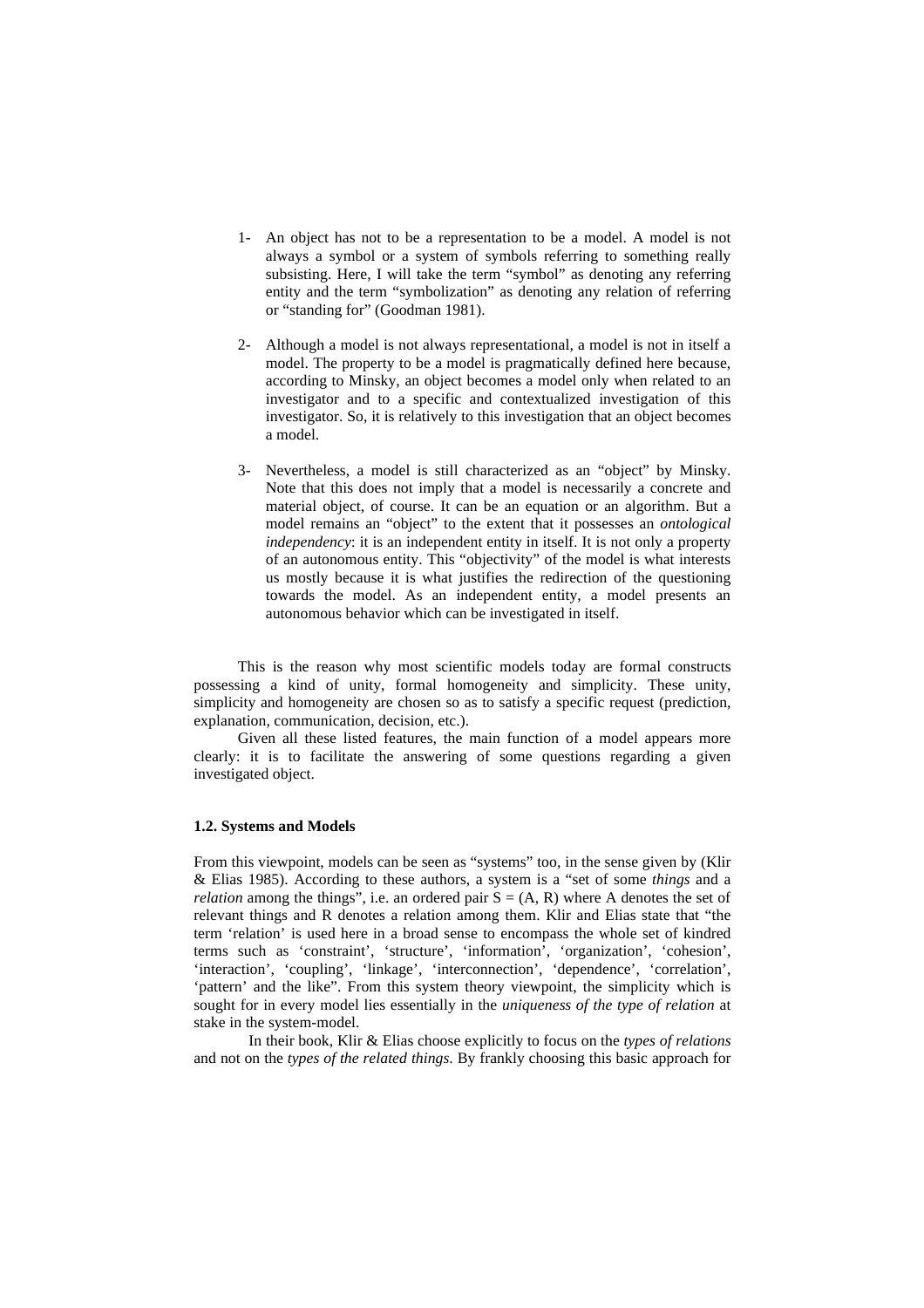1- An object has not to be a representation to be a model. A model is not always a symbol or a system of symbols referring to something really subsisting. Here, I will take the term "symbol" as denoting any referring entity and the term "symbolization" as denoting any relation of referring or "standing for" (Goodman 1981).

2- Although a model is not always representational, a model is not in itself a model. The property to be a model is pragmatically defined here because, according to Minsky, an object becomes a model only when related to an investigator and to a specific and contextualized investigation of this investigator. So, it is relatively to this investigation that an object becomes a model.

3- Nevertheless, a model is still characterized as an "object" by Minsky. Note that this does not imply that a model is necessarily a concrete and material object, of course. It can be an equation or an algorithm. But a model remains an "object" to the extent that it possesses an *ontological independency*: it is an independent entity in itself. It is not only a property of an autonomous entity. This "objectivity" of the model is what interests us mostly because it is what justifies the redirection of the questioning towards the model. As an independent entity, a model presents an autonomous behavior which can be investigated in itself.

This is the reason why most scientific models today are formal constructs possessing a kind of unity, formal homogeneity and simplicity. These unity, simplicity and homogeneity are chosen so as to satisfy a specific request (prediction, explanation, communication, decision, etc.).

Given all these listed features, the main function of a model appears more clearly: it is to facilitate the answering of some questions regarding a given investigated object.

**1.2. Systems and Models**

From this viewpoint, models can be seen as "systems" too, in the sense given by (Klir & Elias 1985). According to these authors, a system is a "set of some *things* and a *relation* among the things", i.e. an ordered pair $S = (A, R)$ where A denotes the set of relevant things and R denotes a relation among them. Klir and Elias state that "the term 'relation' is used here in a broad sense to encompass the whole set of kindred terms such as 'constraint', 'structure', 'information', 'organization', 'cohesion', 'interaction', 'coupling', 'linkage', 'interconnection', 'dependence', 'correlation', 'pattern' and the like". From this system theory viewpoint, the simplicity which is sought for in every model lies essentially in the *uniqueness of the type of relation* at stake in the system-model.

In their book, Klir & Elias choose explicitly to focus on the *types of relations* and not on the *types of the related things*. By frankly choosing this basic approach for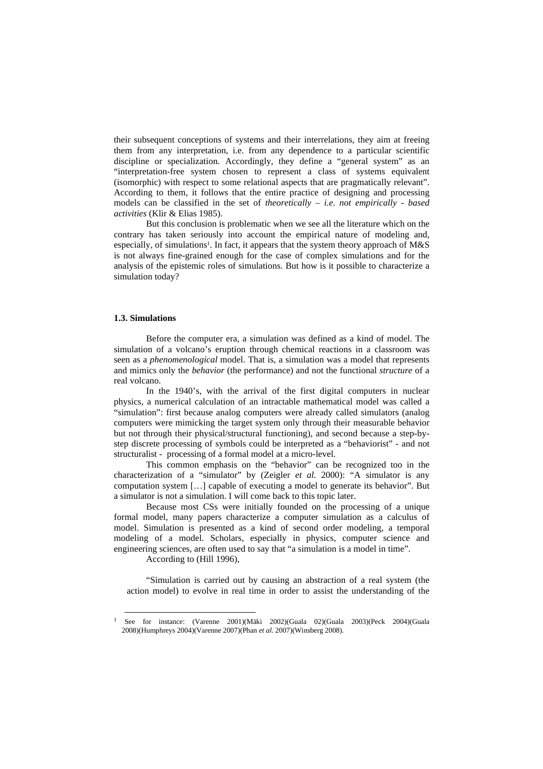their subsequent conceptions of systems and their interrelations, they aim at freeing them from any interpretation, i.e. from any dependence to a particular scientific discipline or specialization. Accordingly, they define a "general system" as an "interpretation-free system chosen to represent a class of systems equivalent (isomorphic) with respect to some relational aspects that are pragmatically relevant". According to them, it follows that the entire practice of designing and processing models can be classified in the set of *theoretically – i.e. not empirically - based activities* (Klir & Elias 1985).

But this conclusion is problematic when we see all the literature which on the contrary has taken seriously into account the empirical nature of modeling and, especially, of simulations[1]. In fact, it appears that the system theory approach of M&S is not always fine-grained enough for the case of complex simulations and for the analysis of the epistemic roles of simulations. But how is it possible to characterize a simulation today?

**1.3. Simulations**

Before the computer era, a simulation was defined as a kind of model. The simulation of a volcano's eruption through chemical reactions in a classroom was seen as a *phenomenological* model. That is, a simulation was a model that represents and mimics only the *behavior* (the performance) and not the functional *structure* of a real volcano.

In the 1940's, with the arrival of the first digital computers in nuclear physics, a numerical calculation of an intractable mathematical model was called a "simulation": first because analog computers were already called simulators (analog computers were mimicking the target system only through their measurable behavior but not through their physical/structural functioning), and second because a step-by-step discrete processing of symbols could be interpreted as a "behaviorist" - and not structuralist - processing of a formal model at a micro-level.

This common emphasis on the "behavior" can be recognized too in the characterization of a "simulator" by (Zeigler *et al.* 2000): "A simulator is any computation system […] capable of executing a model to generate its behavior". But a simulator is not a simulation. I will come back to this topic later.

Because most CSs were initially founded on the processing of a unique formal model, many papers characterize a computer simulation as a calculus of model. Simulation is presented as a kind of second order modeling, a temporal modeling of a model. Scholars, especially in physics, computer science and engineering sciences, are often used to say that "a simulation is a model in time".

According to (Hill 1996),

> "Simulation is carried out by causing an abstraction of a real system (the action model) to evolve in real time in order to assist the understanding of the

[1] See for instance: (Varenne 2001)(Mäki 2002)(Guala 02)(Guala 2003)(Peck 2004)(Guala 2008)(Humphreys 2004)(Varenne 2007)(Phan *et al.* 2007)(Winsberg 2008).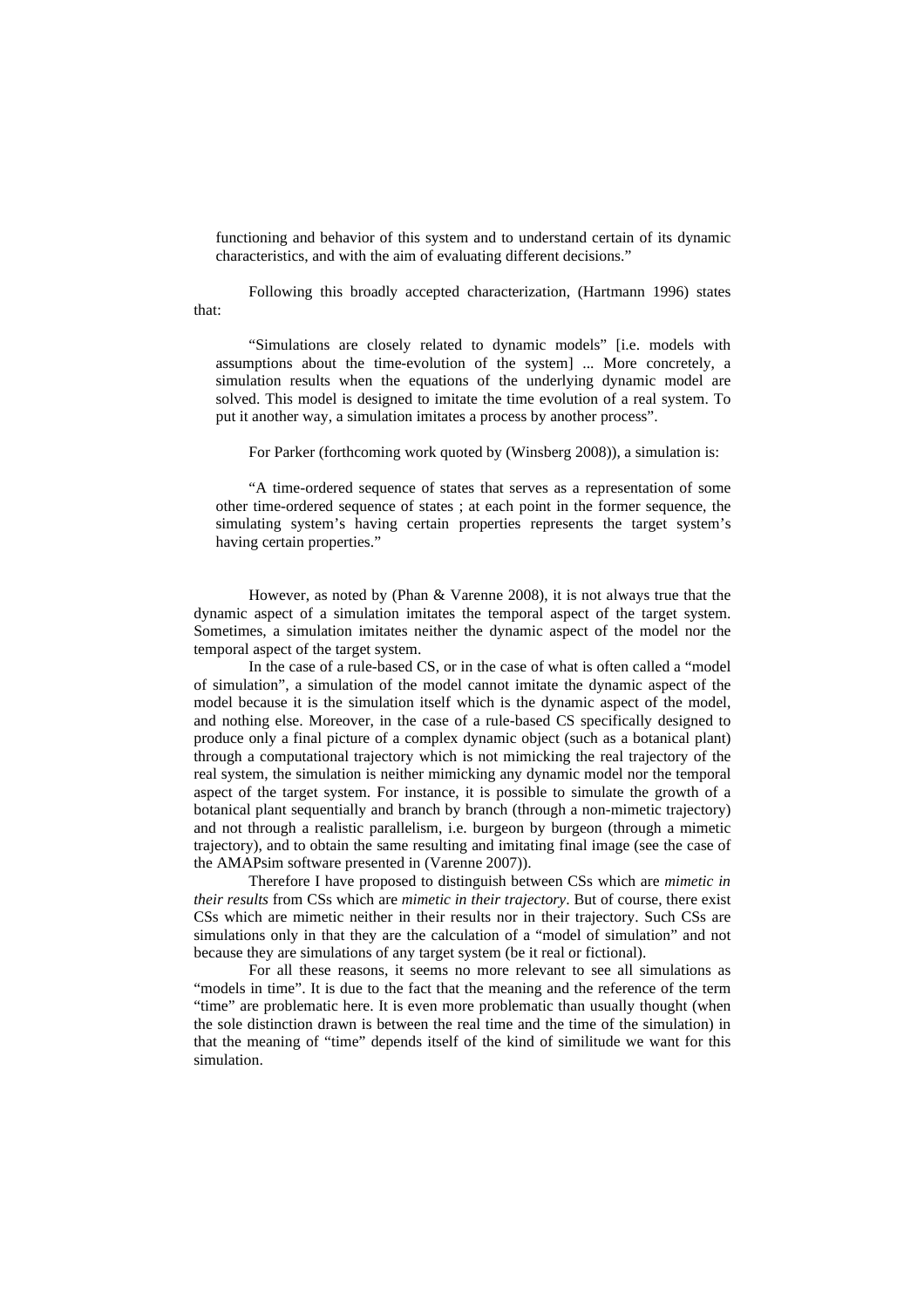functioning and behavior of this system and to understand certain of its dynamic characteristics, and with the aim of evaluating different decisions."

Following this broadly accepted characterization, (Hartmann 1996) states that:

> "Simulations are closely related to dynamic models" [i.e. models with assumptions about the time-evolution of the system] ... More concretely, a simulation results when the equations of the underlying dynamic model are solved. This model is designed to imitate the time evolution of a real system. To put it another way, a simulation imitates a process by another process".

For Parker (forthcoming work quoted by (Winsberg 2008)), a simulation is:

> "A time-ordered sequence of states that serves as a representation of some other time-ordered sequence of states ; at each point in the former sequence, the simulating system's having certain properties represents the target system's having certain properties."

However, as noted by (Phan & Varenne 2008), it is not always true that the dynamic aspect of a simulation imitates the temporal aspect of the target system. Sometimes, a simulation imitates neither the dynamic aspect of the model nor the temporal aspect of the target system.

In the case of a rule-based CS, or in the case of what is often called a "model of simulation", a simulation of the model cannot imitate the dynamic aspect of the model because it is the simulation itself which is the dynamic aspect of the model, and nothing else. Moreover, in the case of a rule-based CS specifically designed to produce only a final picture of a complex dynamic object (such as a botanical plant) through a computational trajectory which is not mimicking the real trajectory of the real system, the simulation is neither mimicking any dynamic model nor the temporal aspect of the target system. For instance, it is possible to simulate the growth of a botanical plant sequentially and branch by branch (through a non-mimetic trajectory) and not through a realistic parallelism, i.e. burgeon by burgeon (through a mimetic trajectory), and to obtain the same resulting and imitating final image (see the case of the AMAPsim software presented in (Varenne 2007)).

Therefore I have proposed to distinguish between CSs which are *mimetic in their results* from CSs which are *mimetic in their trajectory*. But of course, there exist CSs which are mimetic neither in their results nor in their trajectory. Such CSs are simulations only in that they are the calculation of a "model of simulation" and not because they are simulations of any target system (be it real or fictional).

For all these reasons, it seems no more relevant to see all simulations as "models in time". It is due to the fact that the meaning and the reference of the term "time" are problematic here. It is even more problematic than usually thought (when the sole distinction drawn is between the real time and the time of the simulation) in that the meaning of "time" depends itself of the kind of similitude we want for this simulation.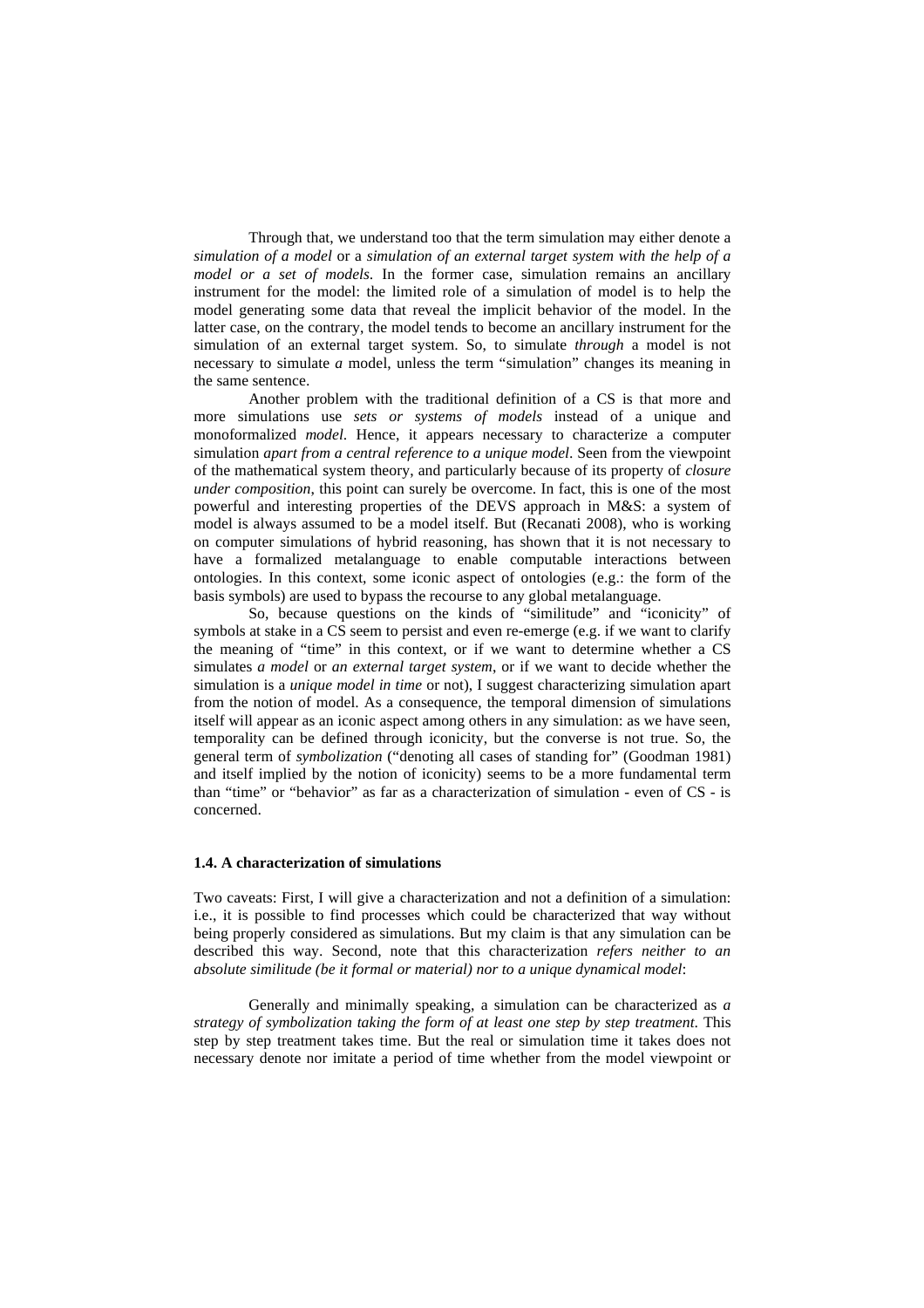Through that, we understand too that the term simulation may either denote a *simulation of a model* or a *simulation of an external target system with the help of a model or a set of models*. In the former case, simulation remains an ancillary instrument for the model: the limited role of a simulation of model is to help the model generating some data that reveal the implicit behavior of the model. In the latter case, on the contrary, the model tends to become an ancillary instrument for the simulation of an external target system. So, to simulate *through* a model is not necessary to simulate *a* model, unless the term "simulation" changes its meaning in the same sentence.

Another problem with the traditional definition of a CS is that more and more simulations use *sets or systems of models* instead of a unique and monoformalized *model*. Hence, it appears necessary to characterize a computer simulation *apart from a central reference to a unique model*. Seen from the viewpoint of the mathematical system theory, and particularly because of its property of *closure under composition*, this point can surely be overcome. In fact, this is one of the most powerful and interesting properties of the DEVS approach in M&S: a system of model is always assumed to be a model itself. But (Recanati 2008), who is working on computer simulations of hybrid reasoning, has shown that it is not necessary to have a formalized metalanguage to enable computable interactions between ontologies. In this context, some iconic aspect of ontologies (e.g.: the form of the basis symbols) are used to bypass the recourse to any global metalanguage.

So, because questions on the kinds of "similitude" and "iconicity" of symbols at stake in a CS seem to persist and even re-emerge (e.g. if we want to clarify the meaning of "time" in this context, or if we want to determine whether a CS simulates *a model* or *an external target system*, or if we want to decide whether the simulation is a *unique model in time* or not), I suggest characterizing simulation apart from the notion of model. As a consequence, the temporal dimension of simulations itself will appear as an iconic aspect among others in any simulation: as we have seen, temporality can be defined through iconicity, but the converse is not true. So, the general term of *symbolization* ("denoting all cases of standing for" (Goodman 1981) and itself implied by the notion of iconicity) seems to be a more fundamental term than "time" or "behavior" as far as a characterization of simulation - even of CS - is concerned.

### 1.4. A characterization of simulations

Two caveats: First, I will give a characterization and not a definition of a simulation: i.e., it is possible to find processes which could be characterized that way without being properly considered as simulations. But my claim is that any simulation can be described this way. Second, note that this characterization *refers neither to an absolute similitude (be it formal or material) nor to a unique dynamical model*:

Generally and minimally speaking, a simulation can be characterized as *a strategy of symbolization taking the form of at least one step by step treatment*. This step by step treatment takes time. But the real or simulation time it takes does not necessary denote nor imitate a period of time whether from the model viewpoint or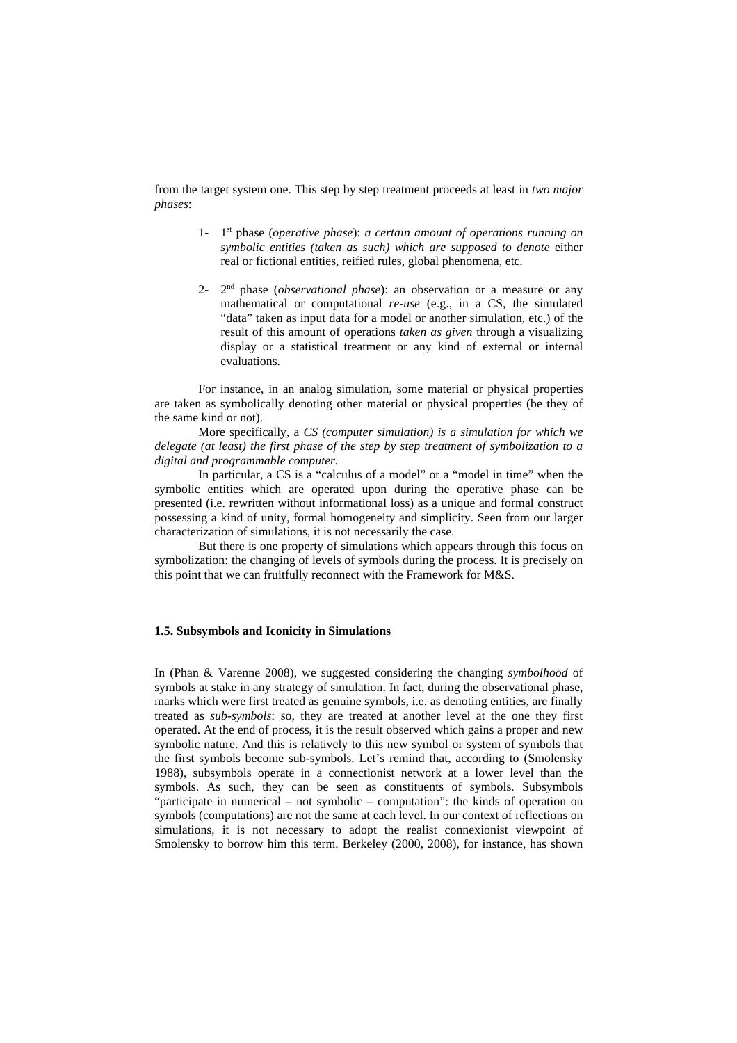from the target system one. This step by step treatment proceeds at least in *two major phases*:

1- 1st phase (*operative phase*): *a certain amount of operations running on symbolic entities (taken as such) which are supposed to denote* either real or fictional entities, reified rules, global phenomena, etc.

2- 2nd phase (*observational phase*): an observation or a measure or any mathematical or computational *re-use* (e.g., in a CS, the simulated "data" taken as input data for a model or another simulation, etc.) of the result of this amount of operations *taken as given* through a visualizing display or a statistical treatment or any kind of external or internal evaluations.

For instance, in an analog simulation, some material or physical properties are taken as symbolically denoting other material or physical properties (be they of the same kind or not).

More specifically, a *CS (computer simulation) is a simulation for which we delegate (at least) the first phase of the step by step treatment of symbolization to a digital and programmable computer.*

In particular, a CS is a "calculus of a model" or a "model in time" when the symbolic entities which are operated upon during the operative phase can be presented (i.e. rewritten without informational loss) as a unique and formal construct possessing a kind of unity, formal homogeneity and simplicity. Seen from our larger characterization of simulations, it is not necessarily the case.

But there is one property of simulations which appears through this focus on symbolization: the changing of levels of symbols during the process. It is precisely on this point that we can fruitfully reconnect with the Framework for M&S.

### 1.5. Subsymbols and Iconicity in Simulations

In (Phan & Varenne 2008), we suggested considering the changing *symbolhood* of symbols at stake in any strategy of simulation. In fact, during the observational phase, marks which were first treated as genuine symbols, i.e. as denoting entities, are finally treated as *sub-symbols*: so, they are treated at another level at the one they first operated. At the end of process, it is the result observed which gains a proper and new symbolic nature. And this is relatively to this new symbol or system of symbols that the first symbols become sub-symbols. Let's remind that, according to (Smolensky 1988), subsymbols operate in a connectionist network at a lower level than the symbols. As such, they can be seen as constituents of symbols. Subsymbols "participate in numerical – not symbolic – computation": the kinds of operation on symbols (computations) are not the same at each level. In our context of reflections on simulations, it is not necessary to adopt the realist connexionist viewpoint of Smolensky to borrow him this term. Berkeley (2000, 2008), for instance, has shown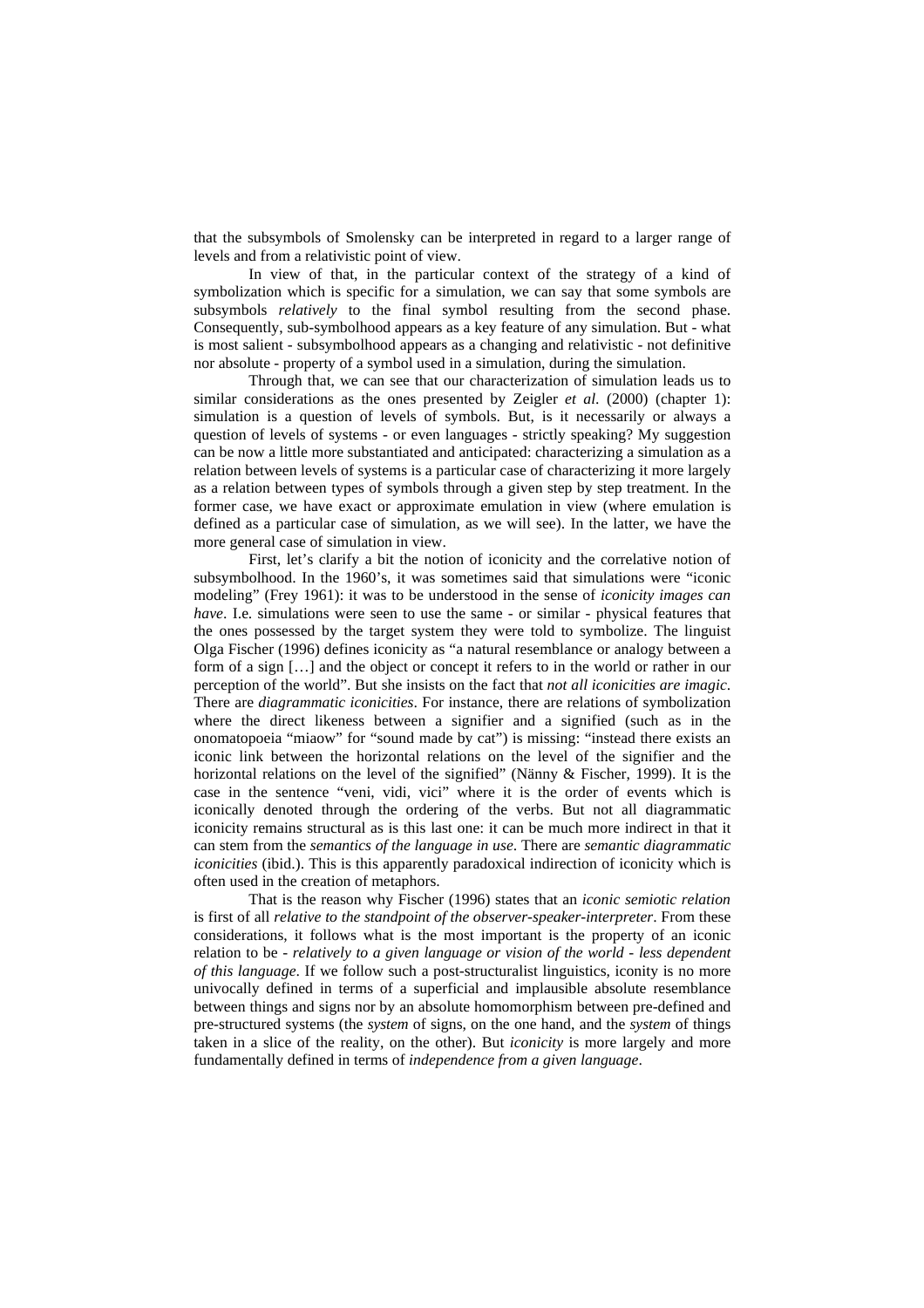that the subsymbols of Smolensky can be interpreted in regard to a larger range of levels and from a relativistic point of view.

In view of that, in the particular context of the strategy of a kind of symbolization which is specific for a simulation, we can say that some symbols are subsymbols *relatively* to the final symbol resulting from the second phase. Consequently, sub-symbolhood appears as a key feature of any simulation. But - what is most salient - subsymbolhood appears as a changing and relativistic - not definitive nor absolute - property of a symbol used in a simulation, during the simulation.

Through that, we can see that our characterization of simulation leads us to similar considerations as the ones presented by Zeigler *et al.* (2000) (chapter 1): simulation is a question of levels of symbols. But, is it necessarily or always a question of levels of systems - or even languages - strictly speaking? My suggestion can be now a little more substantiated and anticipated: characterizing a simulation as a relation between levels of systems is a particular case of characterizing it more largely as a relation between types of symbols through a given step by step treatment. In the former case, we have exact or approximate emulation in view (where emulation is defined as a particular case of simulation, as we will see). In the latter, we have the more general case of simulation in view.

First, let's clarify a bit the notion of iconicity and the correlative notion of subsymbolhood. In the 1960's, it was sometimes said that simulations were "iconic modeling" (Frey 1961): it was to be understood in the sense of *iconicity images can have*. I.e. simulations were seen to use the same - or similar - physical features that the ones possessed by the target system they were told to symbolize. The linguist Olga Fischer (1996) defines iconicity as "a natural resemblance or analogy between a form of a sign […] and the object or concept it refers to in the world or rather in our perception of the world". But she insists on the fact that *not all iconicities are imagic*. There are *diagrammatic iconicities*. For instance, there are relations of symbolization where the direct likeness between a signifier and a signified (such as in the onomatopoeia "miaow" for "sound made by cat") is missing: "instead there exists an iconic link between the horizontal relations on the level of the signifier and the horizontal relations on the level of the signified" (Nänny & Fischer, 1999). It is the case in the sentence "veni, vidi, vici" where it is the order of events which is iconically denoted through the ordering of the verbs. But not all diagrammatic iconicity remains structural as is this last one: it can be much more indirect in that it can stem from the *semantics of the language in use*. There are *semantic diagrammatic iconicities* (ibid.). This is this apparently paradoxical indirection of iconicity which is often used in the creation of metaphors.

That is the reason why Fischer (1996) states that an *iconic semiotic relation* is first of all *relative to the standpoint of the observer-speaker-interpreter*. From these considerations, it follows what is the most important is the property of an iconic relation to be - *relatively to a given language or vision of the world - less dependent of this language*. If we follow such a post-structuralist linguistics, iconity is no more univocally defined in terms of a superficial and implausible absolute resemblance between things and signs nor by an absolute homomorphism between pre-defined and pre-structured systems (the *system* of signs, on the one hand, and the *system* of things taken in a slice of the reality, on the other). But *iconicity* is more largely and more fundamentally defined in terms of *independence from a given language*.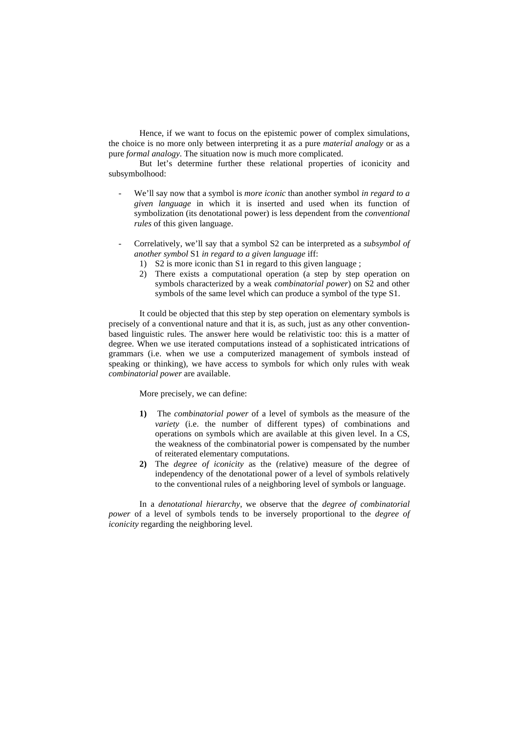Hence, if we want to focus on the epistemic power of complex simulations, the choice is no more only between interpreting it as a pure *material analogy* or as a pure *formal analogy*. The situation now is much more complicated.

But let's determine further these relational properties of iconicity and subsymbolhood:

- We'll say now that a symbol is *more iconic* than another symbol *in regard to a given language* in which it is inserted and used when its function of symbolization (its denotational power) is less dependent from the *conventional rules* of this given language.

- Correlatively, we'll say that a symbol S2 can be interpreted as a *subsymbol of another symbol* S1 *in regard to a given language* iff:
    1) S2 is more iconic than S1 in regard to this given language ;
    2) There exists a computational operation (a step by step operation on symbols characterized by a weak *combinatorial power*) on S2 and other symbols of the same level which can produce a symbol of the type S1.

It could be objected that this step by step operation on elementary symbols is precisely of a conventional nature and that it is, as such, just as any other convention-based linguistic rules. The answer here would be relativistic too: this is a matter of degree. When we use iterated computations instead of a sophisticated intrications of grammars (i.e. when we use a computerized management of symbols instead of speaking or thinking), we have access to symbols for which only rules with weak *combinatorial power* are available.

More precisely, we can define:

1) The *combinatorial power* of a level of symbols as the measure of the *variety* (i.e. the number of different types) of combinations and operations on symbols which are available at this given level. In a CS, the weakness of the combinatorial power is compensated by the number of reiterated elementary computations.
2) The *degree of iconicity* as the (relative) measure of the degree of independency of the denotational power of a level of symbols relatively to the conventional rules of a neighboring level of symbols or language.

In a *denotational hierarchy*, we observe that the *degree of combinatorial power* of a level of symbols tends to be inversely proportional to the *degree of iconicity* regarding the neighboring level.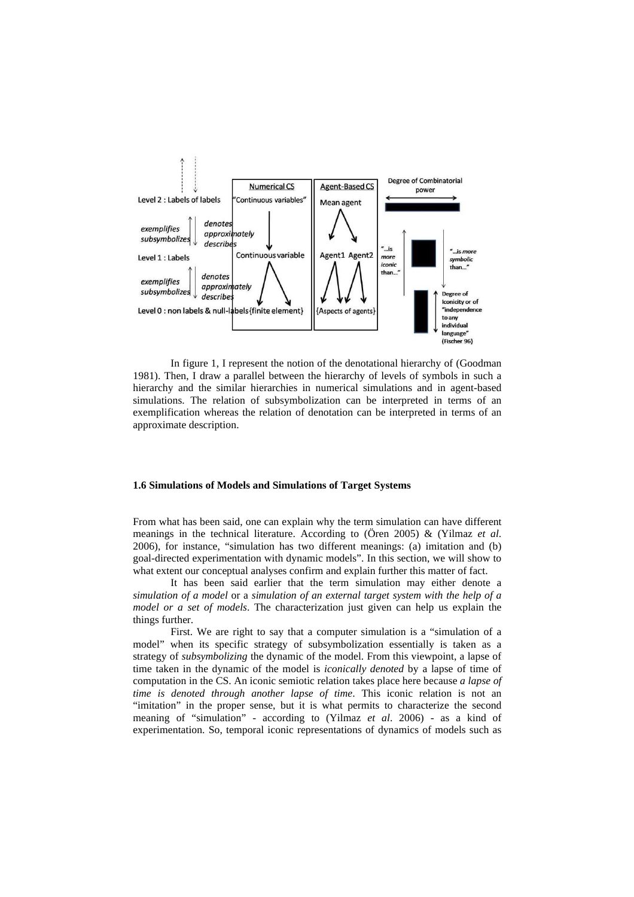In figure 1, I represent the notion of the denotational hierarchy of (Goodman 1981). Then, I draw a parallel between the hierarchy of levels of symbols in such a hierarchy and the similar hierarchies in numerical simulations and in agent-based simulations. The relation of subsymbolization can be interpreted in terms of an exemplification whereas the relation of denotation can be interpreted in terms of an approximate description.

### 1.6 Simulations of Models and Simulations of Target Systems

From what has been said, one can explain why the term simulation can have different meanings in the technical literature. According to (Ören 2005) & (Yilmaz *et al*. 2006), for instance, "simulation has two different meanings: (a) imitation and (b) goal-directed experimentation with dynamic models". In this section, we will show to what extent our conceptual analyses confirm and explain further this matter of fact.

It has been said earlier that the term simulation may either denote a *simulation of a model* or a *simulation of an external target system with the help of a model or a set of models*. The characterization just given can help us explain the things further.

First. We are right to say that a computer simulation is a "simulation of a model" when its specific strategy of subsymbolization essentially is taken as a strategy of *subsymbolizing* the dynamic of the model. From this viewpoint, a lapse of time taken in the dynamic of the model is *iconically denoted* by a lapse of time of computation in the CS. An iconic semiotic relation takes place here because *a lapse of time is denoted through another lapse of time*. This iconic relation is not an "imitation" in the proper sense, but it is what permits to characterize the second meaning of "simulation" - according to (Yilmaz *et al*. 2006) - as a kind of experimentation. So, temporal iconic representations of dynamics of models such as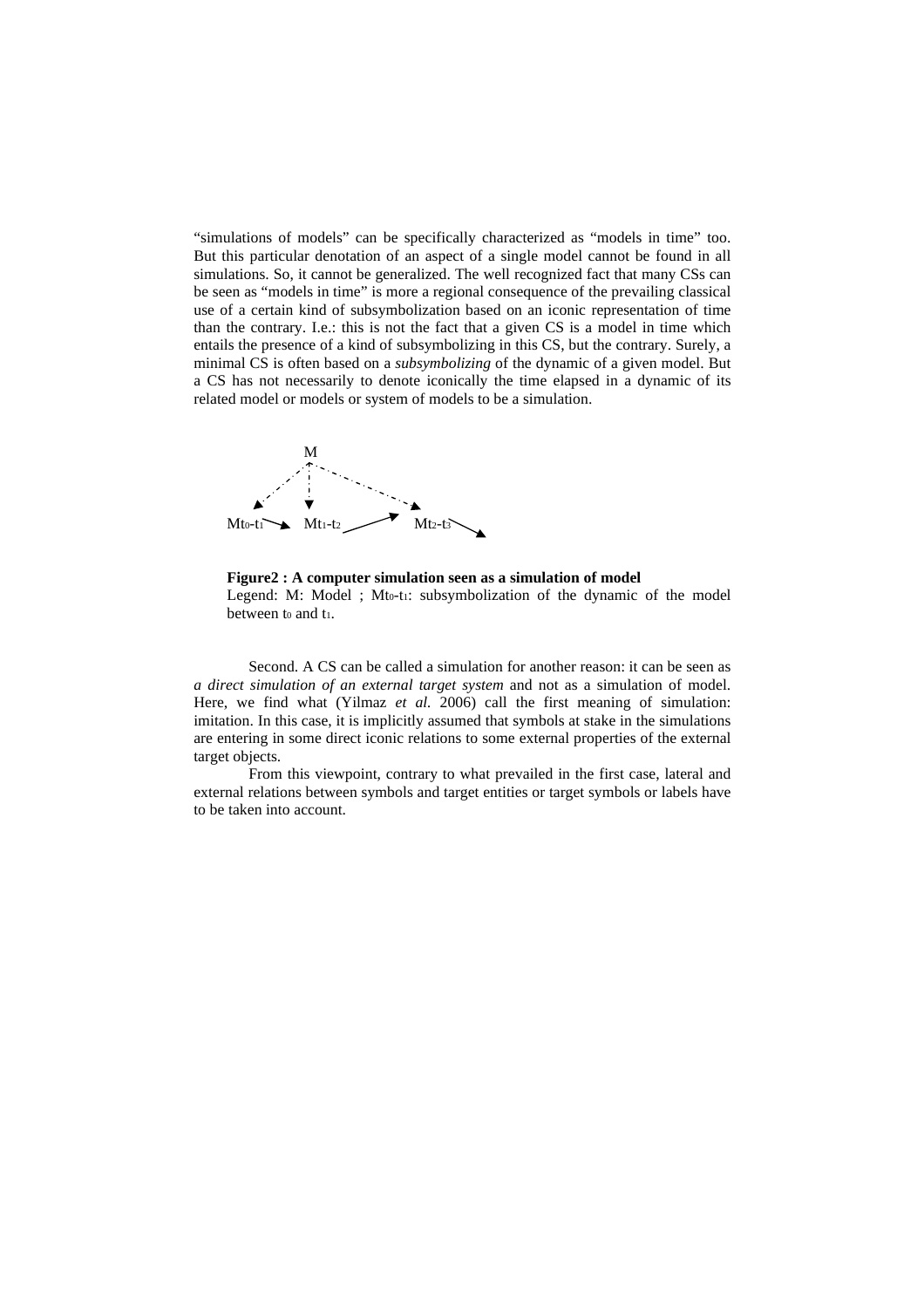"simulations of models" can be specifically characterized as "models in time" too. But this particular denotation of an aspect of a single model cannot be found in all simulations. So, it cannot be generalized. The well recognized fact that many CSs can be seen as "models in time" is more a regional consequence of the prevailing classical use of a certain kind of subsymbolization based on an iconic representation of time than the contrary. I.e.: this is not the fact that a given CS is a model in time which entails the presence of a kind of subsymbolizing in this CS, but the contrary. Surely, a minimal CS is often based on a *subsymbolizing* of the dynamic of a given model. But a CS has not necessarily to denote iconically the time elapsed in a dynamic of its related model or models or system of models to be a simulation.

M

$Mt_0\text{-}t_1$ → $Mt_1\text{-}t_2$ → $Mt_2\text{-}t_3$ →

**Figure2 : A computer simulation seen as a simulation of model**

Legend: M: Model ; $Mt_0\text{-}t_1$: subsymbolization of the dynamic of the model between $t_0$ and $t_1$.

Second. A CS can be called a simulation for another reason: it can be seen as *a direct simulation of an external target system* and not as a simulation of model. Here, we find what (Yilmaz *et al.* 2006) call the first meaning of simulation: imitation. In this case, it is implicitly assumed that symbols at stake in the simulations are entering in some direct iconic relations to some external properties of the external target objects.

From this viewpoint, contrary to what prevailed in the first case, lateral and external relations between symbols and target entities or target symbols or labels have to be taken into account.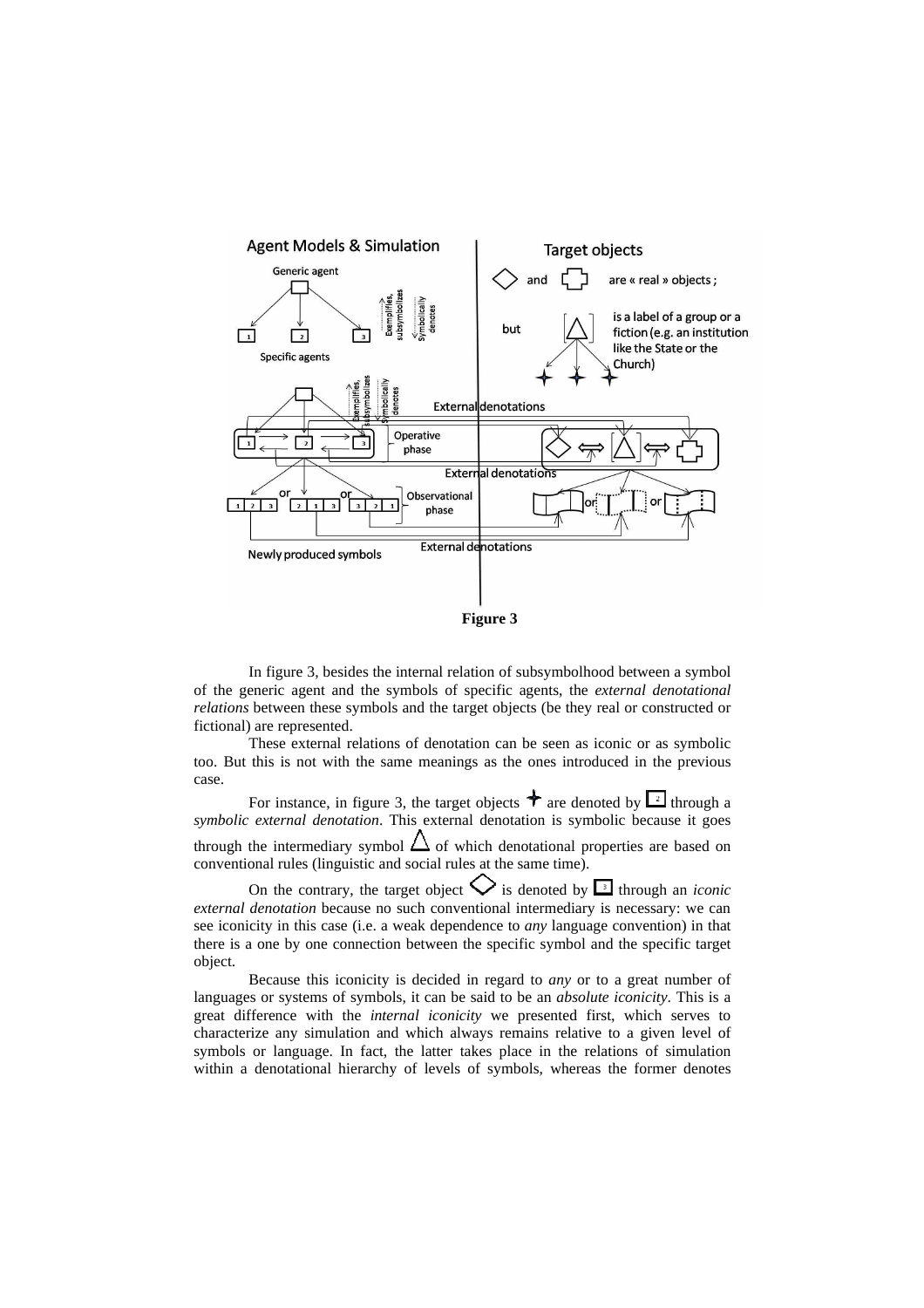**Figure 3**

In figure 3, besides the internal relation of subsymbolhood between a symbol of the generic agent and the symbols of specific agents, the *external denotational relations* between these symbols and the target objects (be they real or constructed or fictional) are represented.

These external relations of denotation can be seen as iconic or as symbolic too. But this is not with the same meanings as the ones introduced in the previous case.

For instance, in figure 3, the target objects ✦ are denoted by 2 through a *symbolic external denotation*. This external denotation is symbolic because it goes through the intermediary symbol △ of which denotational properties are based on conventional rules (linguistic and social rules at the same time).

On the contrary, the target object ◇ is denoted by 3 through an *iconic external denotation* because no such conventional intermediary is necessary: we can see iconicity in this case (i.e. a weak dependence to *any* language convention) in that there is a one by one connection between the specific symbol and the specific target object.

Because this iconicity is decided in regard to *any* or to a great number of languages or systems of symbols, it can be said to be an *absolute iconicity*. This is a great difference with the *internal iconicity* we presented first, which serves to characterize any simulation and which always remains relative to a given level of symbols or language. In fact, the latter takes place in the relations of simulation within a denotational hierarchy of levels of symbols, whereas the former denotes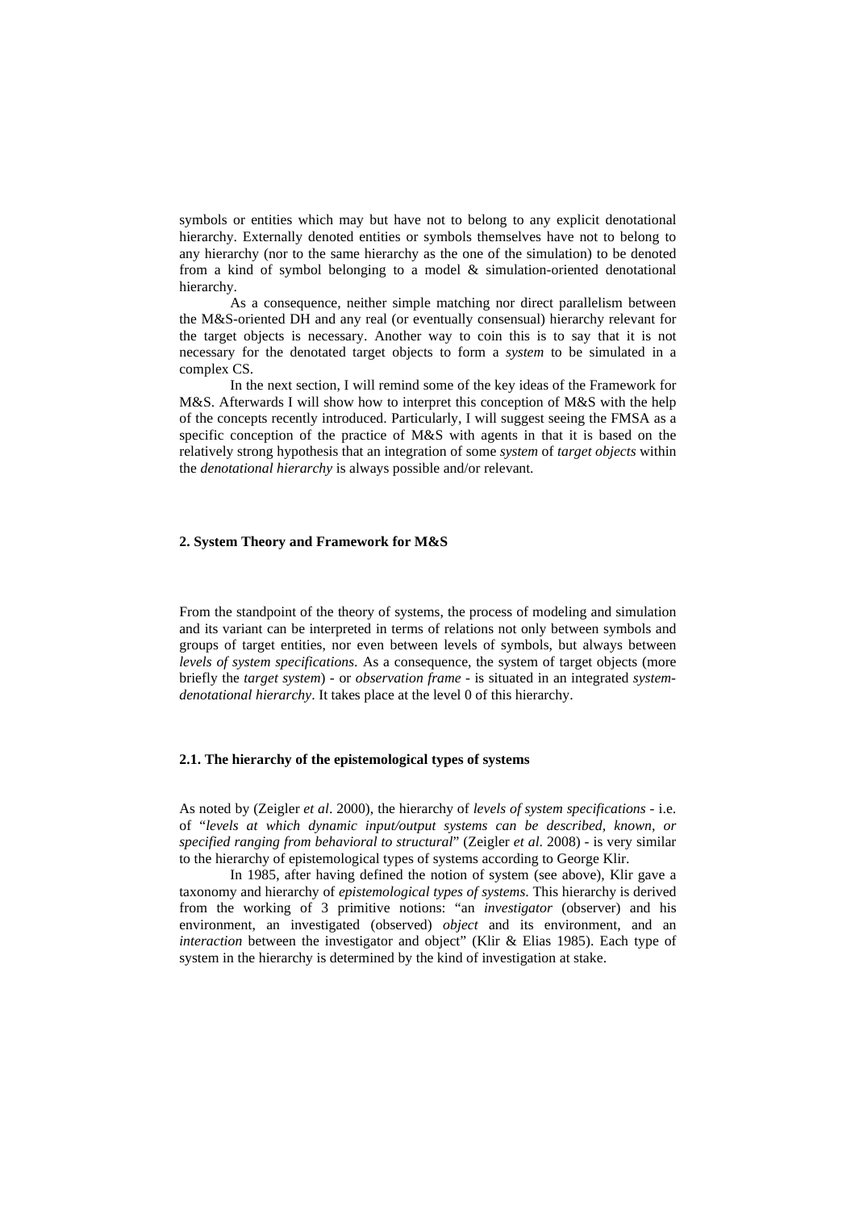symbols or entities which may but have not to belong to any explicit denotational hierarchy. Externally denoted entities or symbols themselves have not to belong to any hierarchy (nor to the same hierarchy as the one of the simulation) to be denoted from a kind of symbol belonging to a model & simulation-oriented denotational hierarchy.

As a consequence, neither simple matching nor direct parallelism between the M&S-oriented DH and any real (or eventually consensual) hierarchy relevant for the target objects is necessary. Another way to coin this is to say that it is not necessary for the denotated target objects to form a *system* to be simulated in a complex CS.

In the next section, I will remind some of the key ideas of the Framework for M&S. Afterwards I will show how to interpret this conception of M&S with the help of the concepts recently introduced. Particularly, I will suggest seeing the FMSA as a specific conception of the practice of M&S with agents in that it is based on the relatively strong hypothesis that an integration of some *system* of *target objects* within the *denotational hierarchy* is always possible and/or relevant.

## 2. System Theory and Framework for M&S

From the standpoint of the theory of systems, the process of modeling and simulation and its variant can be interpreted in terms of relations not only between symbols and groups of target entities, nor even between levels of symbols, but always between *levels of system specifications*. As a consequence, the system of target objects (more briefly the *target system*) - or *observation frame* - is situated in an integrated *system-denotational hierarchy*. It takes place at the level 0 of this hierarchy.

### 2.1. The hierarchy of the epistemological types of systems

As noted by (Zeigler *et al*. 2000), the hierarchy of *levels of system specifications* - i.e. of "*levels at which dynamic input/output systems can be described, known, or specified ranging from behavioral to structural*" (Zeigler *et al*. 2008) - is very similar to the hierarchy of epistemological types of systems according to George Klir.

In 1985, after having defined the notion of system (see above), Klir gave a taxonomy and hierarchy of *epistemological types of systems*. This hierarchy is derived from the working of 3 primitive notions: "an *investigator* (observer) and his environment, an investigated (observed) *object* and its environment, and an *interaction* between the investigator and object" (Klir & Elias 1985). Each type of system in the hierarchy is determined by the kind of investigation at stake.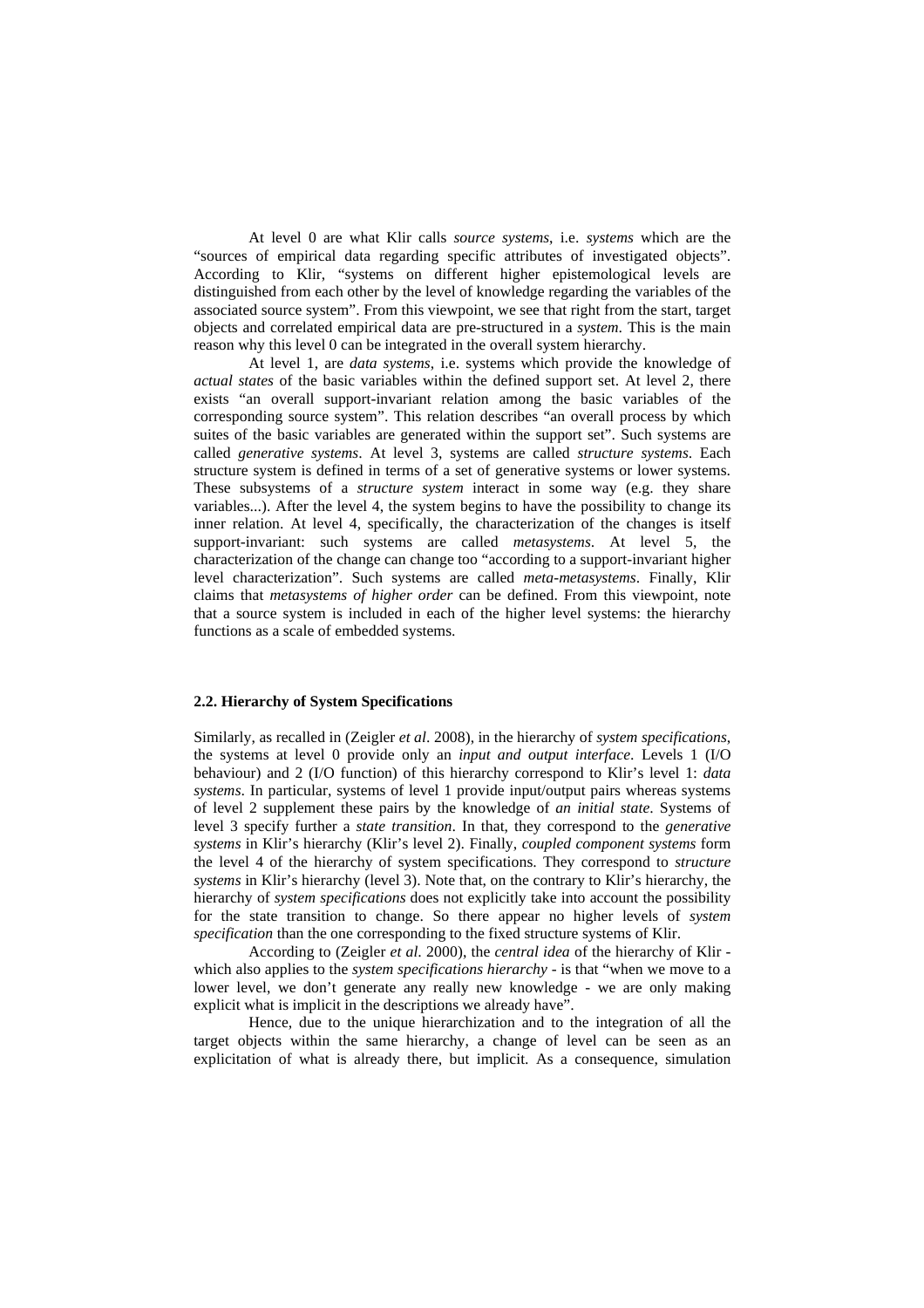At level 0 are what Klir calls *source systems*, i.e. *systems* which are the "sources of empirical data regarding specific attributes of investigated objects". According to Klir, "systems on different higher epistemological levels are distinguished from each other by the level of knowledge regarding the variables of the associated source system". From this viewpoint, we see that right from the start, target objects and correlated empirical data are pre-structured in a *system*. This is the main reason why this level 0 can be integrated in the overall system hierarchy.

At level 1, are *data systems*, i.e. systems which provide the knowledge of *actual states* of the basic variables within the defined support set. At level 2, there exists "an overall support-invariant relation among the basic variables of the corresponding source system". This relation describes "an overall process by which suites of the basic variables are generated within the support set". Such systems are called *generative systems*. At level 3, systems are called *structure systems*. Each structure system is defined in terms of a set of generative systems or lower systems. These subsystems of a *structure system* interact in some way (e.g. they share variables...). After the level 4, the system begins to have the possibility to change its inner relation. At level 4, specifically, the characterization of the changes is itself support-invariant: such systems are called *metasystems*. At level 5, the characterization of the change can change too "according to a support-invariant higher level characterization". Such systems are called *meta-metasystems*. Finally, Klir claims that *metasystems of higher order* can be defined. From this viewpoint, note that a source system is included in each of the higher level systems: the hierarchy functions as a scale of embedded systems.

**2.2. Hierarchy of System Specifications**

Similarly, as recalled in (Zeigler *et al*. 2008), in the hierarchy of *system specifications*, the systems at level 0 provide only an *input and output interface*. Levels 1 (I/O behaviour) and 2 (I/O function) of this hierarchy correspond to Klir's level 1: *data systems*. In particular, systems of level 1 provide input/output pairs whereas systems of level 2 supplement these pairs by the knowledge of *an initial state*. Systems of level 3 specify further a *state transition*. In that, they correspond to the *generative systems* in Klir's hierarchy (Klir's level 2). Finally, *coupled component systems* form the level 4 of the hierarchy of system specifications. They correspond to *structure systems* in Klir's hierarchy (level 3). Note that, on the contrary to Klir's hierarchy, the hierarchy of *system specifications* does not explicitly take into account the possibility for the state transition to change. So there appear no higher levels of *system specification* than the one corresponding to the fixed structure systems of Klir.

According to (Zeigler *et al.* 2000), the *central idea* of the hierarchy of Klir - which also applies to the *system specifications hierarchy* - is that "when we move to a lower level, we don't generate any really new knowledge - we are only making explicit what is implicit in the descriptions we already have".

Hence, due to the unique hierarchization and to the integration of all the target objects within the same hierarchy, a change of level can be seen as an explicitation of what is already there, but implicit. As a consequence, simulation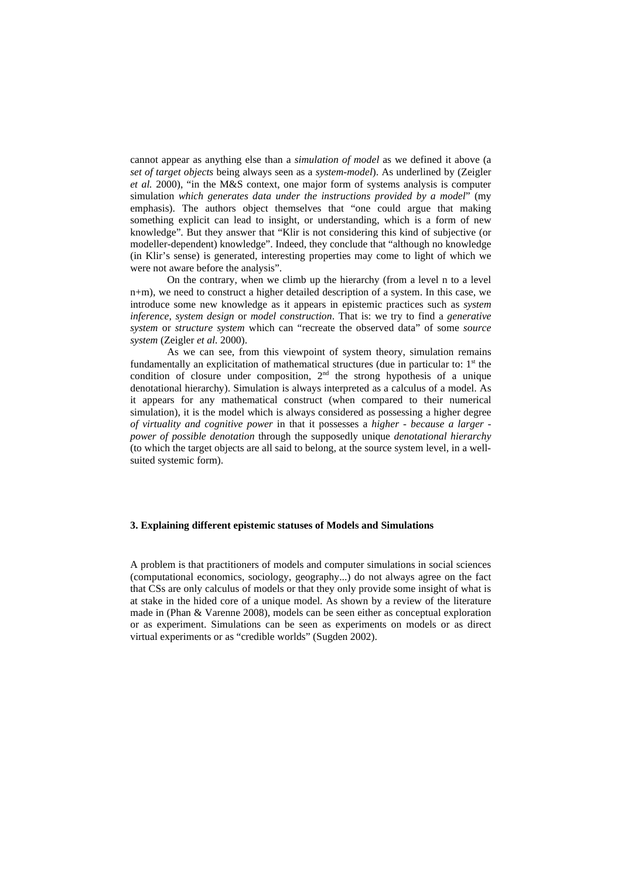cannot appear as anything else than a *simulation of model* as we defined it above (a *set of target objects* being always seen as a *system-model*). As underlined by (Zeigler *et al.* 2000), "in the M&S context, one major form of systems analysis is computer simulation *which generates data under the instructions provided by a model*" (my emphasis). The authors object themselves that "one could argue that making something explicit can lead to insight, or understanding, which is a form of new knowledge". But they answer that "Klir is not considering this kind of subjective (or modeller-dependent) knowledge". Indeed, they conclude that "although no knowledge (in Klir's sense) is generated, interesting properties may come to light of which we were not aware before the analysis".

On the contrary, when we climb up the hierarchy (from a level n to a level n+m), we need to construct a higher detailed description of a system. In this case, we introduce some new knowledge as it appears in epistemic practices such as *system inference*, *system design* or *model construction*. That is: we try to find a *generative system* or *structure system* which can "recreate the observed data" of some *source system* (Zeigler *et al.* 2000).

As we can see, from this viewpoint of system theory, simulation remains fundamentally an explicitation of mathematical structures (due in particular to: 1st the condition of closure under composition, 2nd the strong hypothesis of a unique denotational hierarchy). Simulation is always interpreted as a calculus of a model. As it appears for any mathematical construct (when compared to their numerical simulation), it is the model which is always considered as possessing a higher degree *of virtuality and cognitive power* in that it possesses a *higher - because a larger - power of possible denotation* through the supposedly unique *denotational hierarchy* (to which the target objects are all said to belong, at the source system level, in a well-suited systemic form).

**3. Explaining different epistemic statuses of Models and Simulations**

A problem is that practitioners of models and computer simulations in social sciences (computational economics, sociology, geography...) do not always agree on the fact that CSs are only calculus of models or that they only provide some insight of what is at stake in the hided core of a unique model. As shown by a review of the literature made in (Phan & Varenne 2008), models can be seen either as conceptual exploration or as experiment. Simulations can be seen as experiments on models or as direct virtual experiments or as "credible worlds" (Sugden 2002).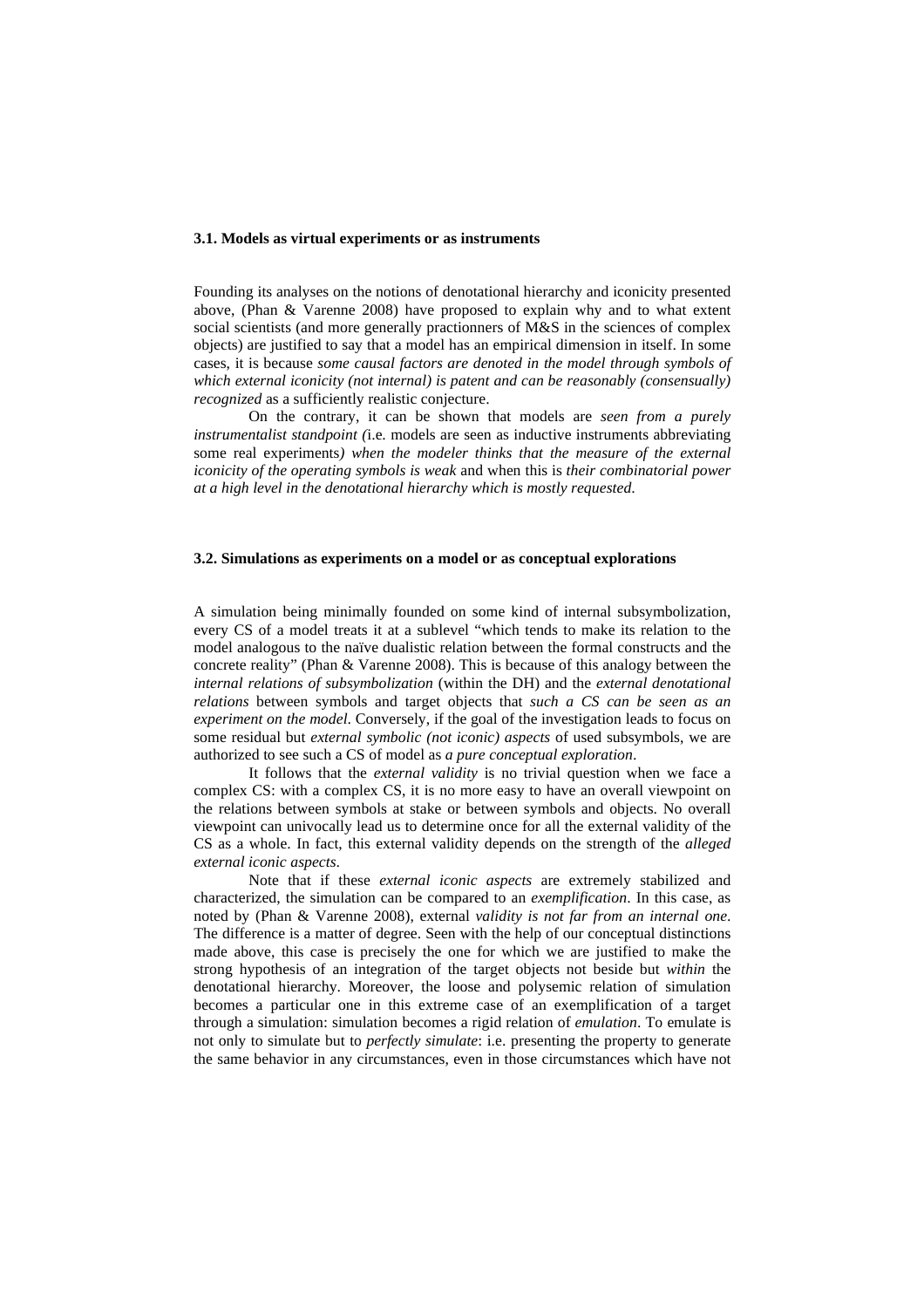### 3.1. Models as virtual experiments or as instruments

Founding its analyses on the notions of denotational hierarchy and iconicity presented above, (Phan & Varenne 2008) have proposed to explain why and to what extent social scientists (and more generally practionners of M&S in the sciences of complex objects) are justified to say that a model has an empirical dimension in itself. In some cases, it is because *some causal factors are denoted in the model through symbols of which external iconicity (not internal) is patent and can be reasonably (consensually) recognized* as a sufficiently realistic conjecture.

On the contrary, it can be shown that models are *seen from a purely instrumentalist standpoint (*i.e. models are seen as inductive instruments abbreviating some real experiments*) when the modeler thinks that the measure of the external iconicity of the operating symbols is weak* and when this is *their combinatorial power at a high level in the denotational hierarchy which is mostly requested*.

### 3.2. Simulations as experiments on a model or as conceptual explorations

A simulation being minimally founded on some kind of internal subsymbolization, every CS of a model treats it at a sublevel "which tends to make its relation to the model analogous to the naïve dualistic relation between the formal constructs and the concrete reality" (Phan & Varenne 2008). This is because of this analogy between the *internal relations of subsymbolization* (within the DH) and the *external denotational relations* between symbols and target objects that *such a CS can be seen as an experiment on the model*. Conversely, if the goal of the investigation leads to focus on some residual but *external symbolic (not iconic) aspects* of used subsymbols, we are authorized to see such a CS of model as *a pure conceptual exploration*.

It follows that the *external validity* is no trivial question when we face a complex CS: with a complex CS, it is no more easy to have an overall viewpoint on the relations between symbols at stake or between symbols and objects. No overall viewpoint can univocally lead us to determine once for all the external validity of the CS as a whole. In fact, this external validity depends on the strength of the *alleged external iconic aspects*.

Note that if these *external iconic aspects* are extremely stabilized and characterized, the simulation can be compared to an *exemplification*. In this case, as noted by (Phan & Varenne 2008), external *validity is not far from an internal one*. The difference is a matter of degree. Seen with the help of our conceptual distinctions made above, this case is precisely the one for which we are justified to make the strong hypothesis of an integration of the target objects not beside but *within* the denotational hierarchy. Moreover, the loose and polysemic relation of simulation becomes a particular one in this extreme case of an exemplification of a target through a simulation: simulation becomes a rigid relation of *emulation*. To emulate is not only to simulate but to *perfectly simulate*: i.e. presenting the property to generate the same behavior in any circumstances, even in those circumstances which have not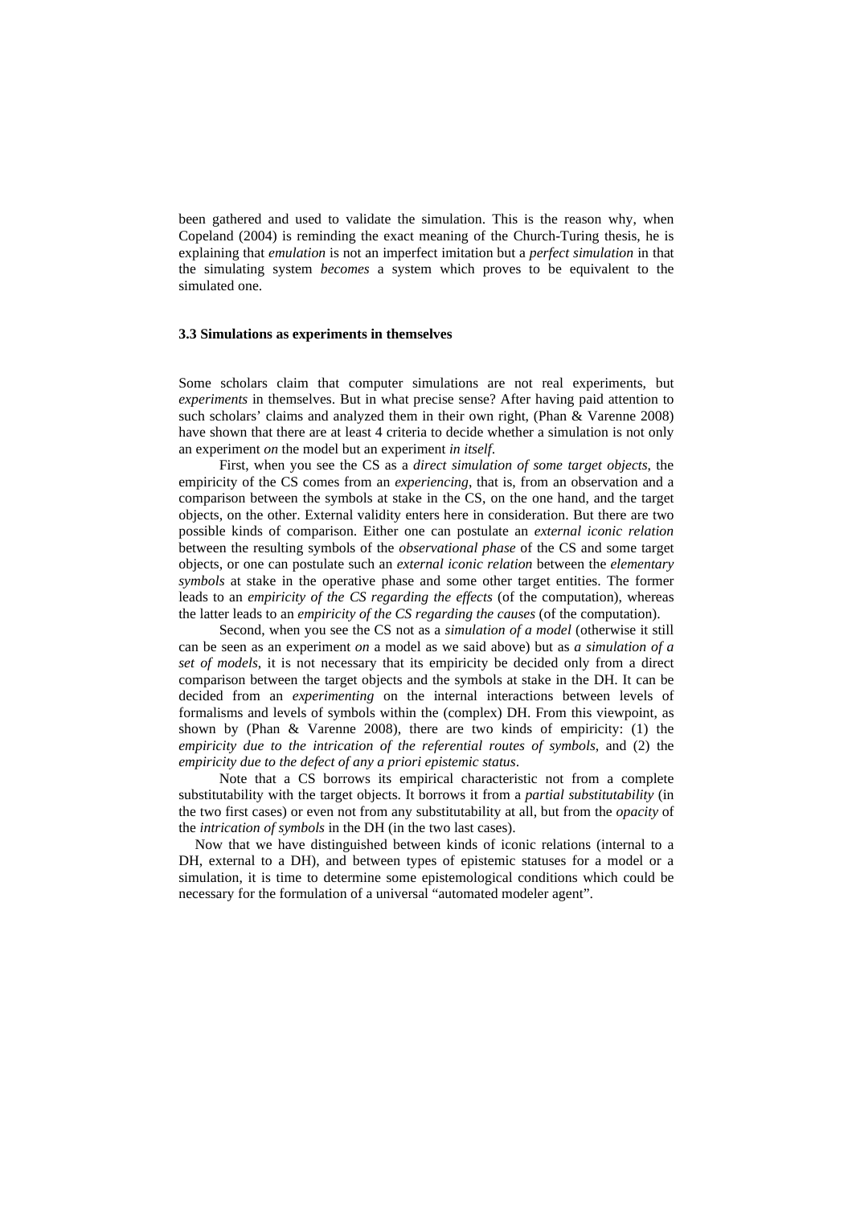been gathered and used to validate the simulation. This is the reason why, when Copeland (2004) is reminding the exact meaning of the Church-Turing thesis, he is explaining that *emulation* is not an imperfect imitation but a *perfect simulation* in that the simulating system *becomes* a system which proves to be equivalent to the simulated one.

### 3.3 Simulations as experiments in themselves

Some scholars claim that computer simulations are not real experiments, but *experiments* in themselves. But in what precise sense? After having paid attention to such scholars' claims and analyzed them in their own right, (Phan & Varenne 2008) have shown that there are at least 4 criteria to decide whether a simulation is not only an experiment *on* the model but an experiment *in itself*.

First, when you see the CS as a *direct simulation of some target objects*, the empiricity of the CS comes from an *experiencing*, that is, from an observation and a comparison between the symbols at stake in the CS, on the one hand, and the target objects, on the other. External validity enters here in consideration. But there are two possible kinds of comparison. Either one can postulate an *external iconic relation* between the resulting symbols of the *observational phase* of the CS and some target objects, or one can postulate such an *external iconic relation* between the *elementary symbols* at stake in the operative phase and some other target entities. The former leads to an *empiricity of the CS regarding the effects* (of the computation), whereas the latter leads to an *empiricity of the CS regarding the causes* (of the computation).

Second, when you see the CS not as a *simulation of a model* (otherwise it still can be seen as an experiment *on* a model as we said above) but as *a simulation of a set of models*, it is not necessary that its empiricity be decided only from a direct comparison between the target objects and the symbols at stake in the DH. It can be decided from an *experimenting* on the internal interactions between levels of formalisms and levels of symbols within the (complex) DH. From this viewpoint, as shown by (Phan & Varenne 2008), there are two kinds of empiricity: (1) the *empiricity due to the intrication of the referential routes of symbols*, and (2) the *empiricity due to the defect of any a priori epistemic status*.

Note that a CS borrows its empirical characteristic not from a complete substitutability with the target objects. It borrows it from a *partial substitutability* (in the two first cases) or even not from any substitutability at all, but from the *opacity* of the *intrication of symbols* in the DH (in the two last cases).

Now that we have distinguished between kinds of iconic relations (internal to a DH, external to a DH), and between types of epistemic statuses for a model or a simulation, it is time to determine some epistemological conditions which could be necessary for the formulation of a universal "automated modeler agent".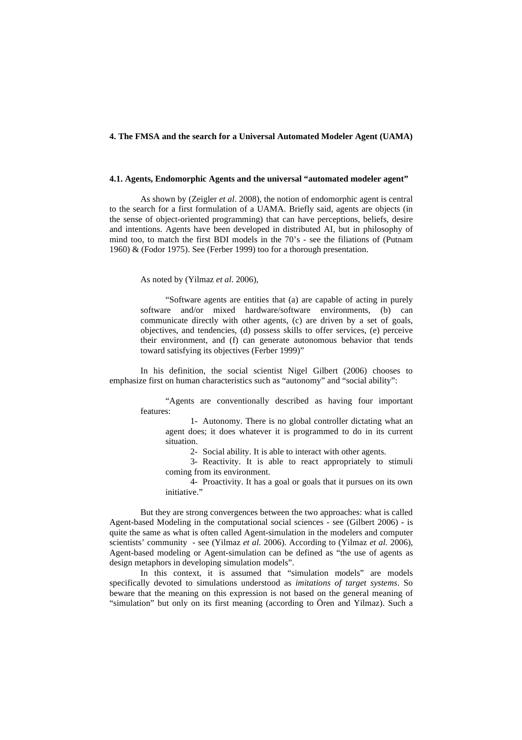## 4. The FMSA and the search for a Universal Automated Modeler Agent (UAMA)

### 4.1. Agents, Endomorphic Agents and the universal "automated modeler agent"

As shown by (Zeigler *et al*. 2008), the notion of endomorphic agent is central to the search for a first formulation of a UAMA. Briefly said, agents are objects (in the sense of object-oriented programming) that can have perceptions, beliefs, desire and intentions. Agents have been developed in distributed AI, but in philosophy of mind too, to match the first BDI models in the 70's - see the filiations of (Putnam 1960) & (Fodor 1975). See (Ferber 1999) too for a thorough presentation.

As noted by (Yilmaz *et al*. 2006),

> "Software agents are entities that (a) are capable of acting in purely software and/or mixed hardware/software environments, (b) can communicate directly with other agents, (c) are driven by a set of goals, objectives, and tendencies, (d) possess skills to offer services, (e) perceive their environment, and (f) can generate autonomous behavior that tends toward satisfying its objectives (Ferber 1999)"

In his definition, the social scientist Nigel Gilbert (2006) chooses to emphasize first on human characteristics such as "autonomy" and "social ability":

> "Agents are conventionally described as having four important features:
>
> 1- Autonomy. There is no global controller dictating what an agent does; it does whatever it is programmed to do in its current situation.
>
> 2- Social ability. It is able to interact with other agents.
>
> 3- Reactivity. It is able to react appropriately to stimuli coming from its environment.
>
> 4- Proactivity. It has a goal or goals that it pursues on its own initiative."

But they are strong convergences between the two approaches: what is called Agent-based Modeling in the computational social sciences - see (Gilbert 2006) - is quite the same as what is often called Agent-simulation in the modelers and computer scientists' community - see (Yilmaz *et al.* 2006). According to (Yilmaz *et al.* 2006), Agent-based modeling or Agent-simulation can be defined as "the use of agents as design metaphors in developing simulation models".

In this context, it is assumed that "simulation models" are models specifically devoted to simulations understood as *imitations of target systems*. So beware that the meaning on this expression is not based on the general meaning of "simulation" but only on its first meaning (according to Ören and Yilmaz). Such a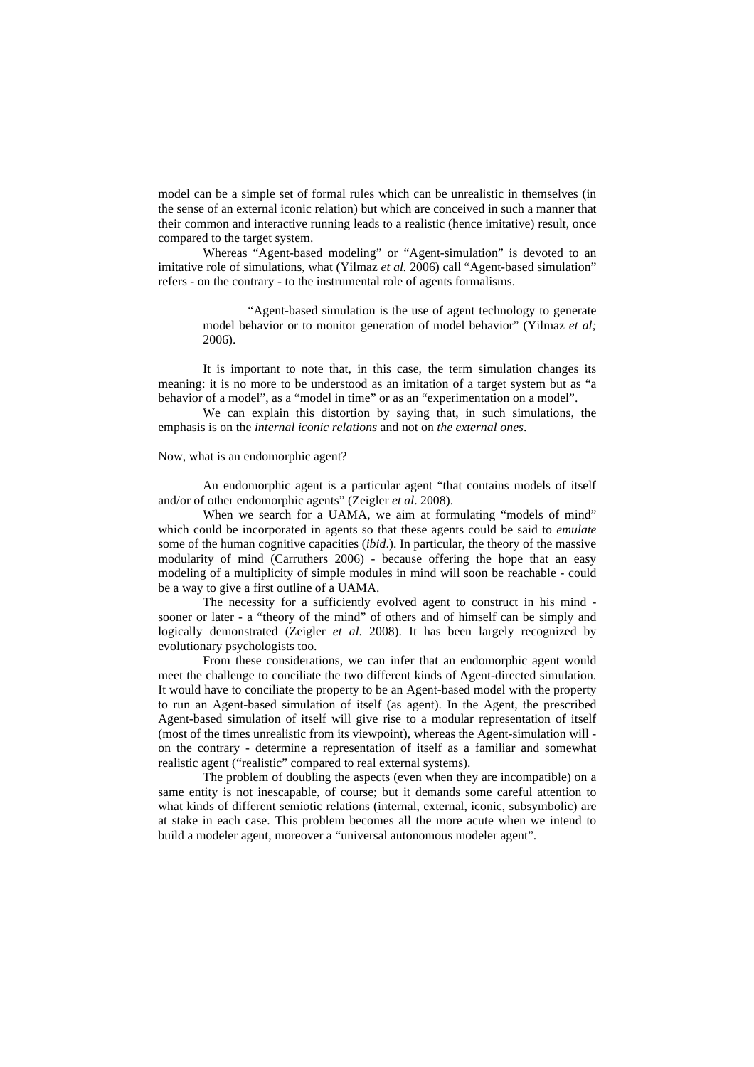model can be a simple set of formal rules which can be unrealistic in themselves (in the sense of an external iconic relation) but which are conceived in such a manner that their common and interactive running leads to a realistic (hence imitative) result, once compared to the target system.

Whereas "Agent-based modeling" or "Agent-simulation" is devoted to an imitative role of simulations, what (Yilmaz *et al.* 2006) call "Agent-based simulation" refers - on the contrary - to the instrumental role of agents formalisms.

> "Agent-based simulation is the use of agent technology to generate model behavior or to monitor generation of model behavior" (Yilmaz *et al;* 2006).

It is important to note that, in this case, the term simulation changes its meaning: it is no more to be understood as an imitation of a target system but as "a behavior of a model", as a "model in time" or as an "experimentation on a model".

We can explain this distortion by saying that, in such simulations, the emphasis is on the *internal iconic relations* and not on *the external ones*.

Now, what is an endomorphic agent?

An endomorphic agent is a particular agent "that contains models of itself and/or of other endomorphic agents" (Zeigler *et al*. 2008).

When we search for a UAMA, we aim at formulating "models of mind" which could be incorporated in agents so that these agents could be said to *emulate* some of the human cognitive capacities (*ibid*.). In particular, the theory of the massive modularity of mind (Carruthers 2006) - because offering the hope that an easy modeling of a multiplicity of simple modules in mind will soon be reachable - could be a way to give a first outline of a UAMA.

The necessity for a sufficiently evolved agent to construct in his mind - sooner or later - a "theory of the mind" of others and of himself can be simply and logically demonstrated (Zeigler *et al*. 2008). It has been largely recognized by evolutionary psychologists too.

From these considerations, we can infer that an endomorphic agent would meet the challenge to conciliate the two different kinds of Agent-directed simulation. It would have to conciliate the property to be an Agent-based model with the property to run an Agent-based simulation of itself (as agent). In the Agent, the prescribed Agent-based simulation of itself will give rise to a modular representation of itself (most of the times unrealistic from its viewpoint), whereas the Agent-simulation will - on the contrary - determine a representation of itself as a familiar and somewhat realistic agent ("realistic" compared to real external systems).

The problem of doubling the aspects (even when they are incompatible) on a same entity is not inescapable, of course; but it demands some careful attention to what kinds of different semiotic relations (internal, external, iconic, subsymbolic) are at stake in each case. This problem becomes all the more acute when we intend to build a modeler agent, moreover a "universal autonomous modeler agent".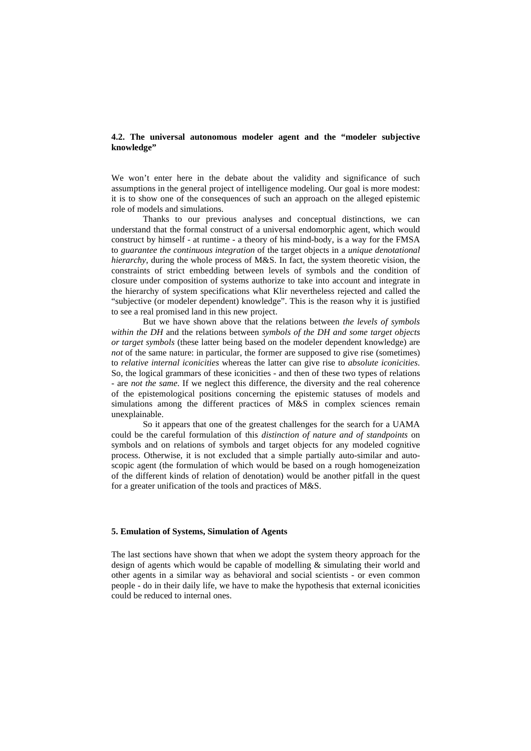### 4.2. The universal autonomous modeler agent and the "modeler subjective knowledge"

We won't enter here in the debate about the validity and significance of such assumptions in the general project of intelligence modeling. Our goal is more modest: it is to show one of the consequences of such an approach on the alleged epistemic role of models and simulations.

Thanks to our previous analyses and conceptual distinctions, we can understand that the formal construct of a universal endomorphic agent, which would construct by himself - at runtime - a theory of his mind-body, is a way for the FMSA to *guarantee the continuous integration* of the target objects in a *unique denotational hierarchy*, during the whole process of M&S. In fact, the system theoretic vision, the constraints of strict embedding between levels of symbols and the condition of closure under composition of systems authorize to take into account and integrate in the hierarchy of system specifications what Klir nevertheless rejected and called the "subjective (or modeler dependent) knowledge". This is the reason why it is justified to see a real promised land in this new project.

But we have shown above that the relations between *the levels of symbols within the DH* and the relations between *symbols of the DH and some target objects or target symbols* (these latter being based on the modeler dependent knowledge) are *not* of the same nature: in particular, the former are supposed to give rise (sometimes) to *relative internal iconicities* whereas the latter can give rise to *absolute iconicities*. So, the logical grammars of these iconicities - and then of these two types of relations - are *not the same*. If we neglect this difference, the diversity and the real coherence of the epistemological positions concerning the epistemic statuses of models and simulations among the different practices of M&S in complex sciences remain unexplainable.

So it appears that one of the greatest challenges for the search for a UAMA could be the careful formulation of this *distinction of nature and of standpoints* on symbols and on relations of symbols and target objects for any modeled cognitive process. Otherwise, it is not excluded that a simple partially auto-similar and auto-scopic agent (the formulation of which would be based on a rough homogeneization of the different kinds of relation of denotation) would be another pitfall in the quest for a greater unification of the tools and practices of M&S.

## 5. Emulation of Systems, Simulation of Agents

The last sections have shown that when we adopt the system theory approach for the design of agents which would be capable of modelling & simulating their world and other agents in a similar way as behavioral and social scientists - or even common people - do in their daily life, we have to make the hypothesis that external iconicities could be reduced to internal ones.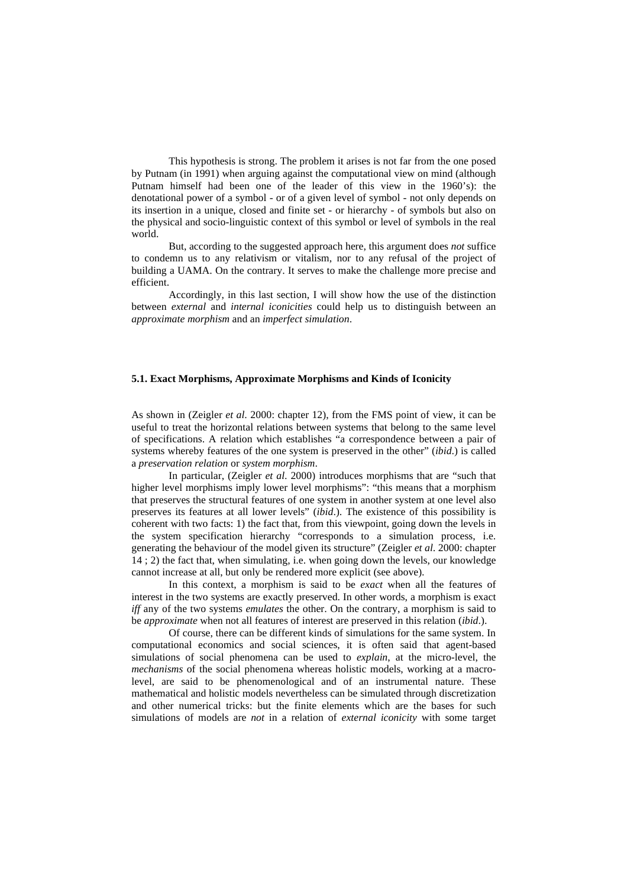This hypothesis is strong. The problem it arises is not far from the one posed by Putnam (in 1991) when arguing against the computational view on mind (although Putnam himself had been one of the leader of this view in the 1960's): the denotational power of a symbol - or of a given level of symbol - not only depends on its insertion in a unique, closed and finite set - or hierarchy - of symbols but also on the physical and socio-linguistic context of this symbol or level of symbols in the real world.

But, according to the suggested approach here, this argument does *not* suffice to condemn us to any relativism or vitalism, nor to any refusal of the project of building a UAMA. On the contrary. It serves to make the challenge more precise and efficient.

Accordingly, in this last section, I will show how the use of the distinction between *external* and *internal iconicities* could help us to distinguish between an *approximate morphism* and an *imperfect simulation*.

### 5.1. Exact Morphisms, Approximate Morphisms and Kinds of Iconicity

As shown in (Zeigler *et al*. 2000: chapter 12), from the FMS point of view, it can be useful to treat the horizontal relations between systems that belong to the same level of specifications. A relation which establishes "a correspondence between a pair of systems whereby features of the one system is preserved in the other" (*ibid*.) is called a *preservation relation* or *system morphism*.

In particular, (Zeigler *et al*. 2000) introduces morphisms that are "such that higher level morphisms imply lower level morphisms": "this means that a morphism that preserves the structural features of one system in another system at one level also preserves its features at all lower levels" (*ibid*.). The existence of this possibility is coherent with two facts: 1) the fact that, from this viewpoint, going down the levels in the system specification hierarchy "corresponds to a simulation process, i.e. generating the behaviour of the model given its structure" (Zeigler *et al*. 2000: chapter 14 ; 2) the fact that, when simulating, i.e. when going down the levels, our knowledge cannot increase at all, but only be rendered more explicit (see above).

In this context, a morphism is said to be *exact* when all the features of interest in the two systems are exactly preserved. In other words, a morphism is exact *iff* any of the two systems *emulates* the other. On the contrary, a morphism is said to be *approximate* when not all features of interest are preserved in this relation (*ibid*.).

Of course, there can be different kinds of simulations for the same system. In computational economics and social sciences, it is often said that agent-based simulations of social phenomena can be used to *explain*, at the micro-level, the *mechanisms* of the social phenomena whereas holistic models, working at a macro-level, are said to be phenomenological and of an instrumental nature. These mathematical and holistic models nevertheless can be simulated through discretization and other numerical tricks: but the finite elements which are the bases for such simulations of models are *not* in a relation of *external iconicity* with some target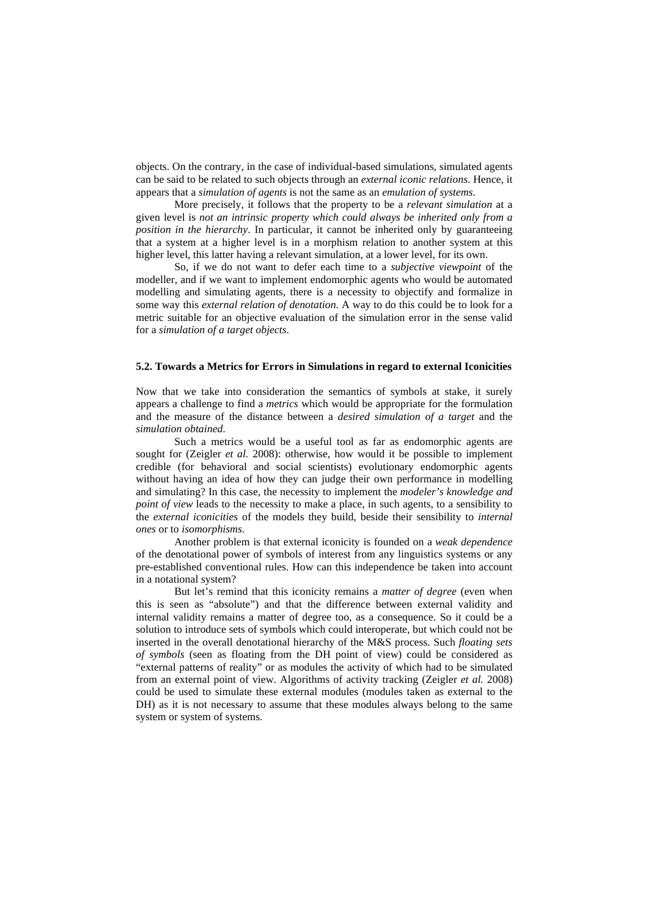objects. On the contrary, in the case of individual-based simulations, simulated agents can be said to be related to such objects through an *external iconic relations*. Hence, it appears that a *simulation of agents* is not the same as an *emulation of systems.*

More precisely, it follows that the property to be a *relevant simulation* at a given level is *not an intrinsic property which could always be inherited only from a position in the hierarchy*. In particular, it cannot be inherited only by guaranteeing that a system at a higher level is in a morphism relation to another system at this higher level, this latter having a relevant simulation, at a lower level, for its own.

So, if we do not want to defer each time to a *subjective viewpoint* of the modeller, and if we want to implement endomorphic agents who would be automated modelling and simulating agents, there is a necessity to objectify and formalize in some way this *external relation of denotation.* A way to do this could be to look for a metric suitable for an objective evaluation of the simulation error in the sense valid for a *simulation of a target objects*.

### 5.2. Towards a Metrics for Errors in Simulations in regard to external Iconicities

Now that we take into consideration the semantics of symbols at stake, it surely appears a challenge to find a *metrics* which would be appropriate for the formulation and the measure of the distance between a *desired simulation of a target* and the *simulation obtained*.

Such a metrics would be a useful tool as far as endomorphic agents are sought for (Zeigler *et al.* 2008): otherwise, how would it be possible to implement credible (for behavioral and social scientists) evolutionary endomorphic agents without having an idea of how they can judge their own performance in modelling and simulating? In this case, the necessity to implement the *modeler's knowledge and point of view* leads to the necessity to make a place, in such agents, to a sensibility to the *external iconicities* of the models they build, beside their sensibility to *internal ones* or to *isomorphisms*.

Another problem is that external iconicity is founded on a *weak dependence* of the denotational power of symbols of interest from any linguistics systems or any pre-established conventional rules. How can this independence be taken into account in a notational system?

But let's remind that this iconicity remains a *matter of degree* (even when this is seen as "absolute") and that the difference between external validity and internal validity remains a matter of degree too, as a consequence. So it could be a solution to introduce sets of symbols which could interoperate, but which could not be inserted in the overall denotational hierarchy of the M&S process. Such *floating sets of symbols* (seen as floating from the DH point of view) could be considered as "external patterns of reality" or as modules the activity of which had to be simulated from an external point of view. Algorithms of activity tracking (Zeigler *et al.* 2008) could be used to simulate these external modules (modules taken as external to the DH) as it is not necessary to assume that these modules always belong to the same system or system of systems.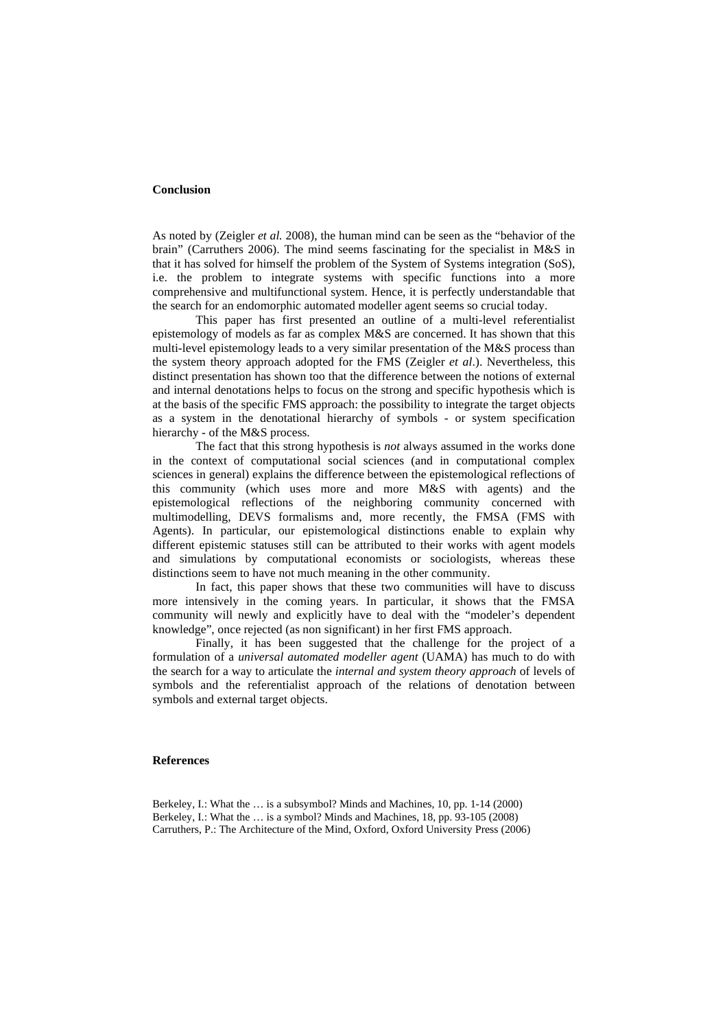## Conclusion

As noted by (Zeigler *et al.* 2008), the human mind can be seen as the "behavior of the brain" (Carruthers 2006). The mind seems fascinating for the specialist in M&S in that it has solved for himself the problem of the System of Systems integration (SoS), i.e. the problem to integrate systems with specific functions into a more comprehensive and multifunctional system. Hence, it is perfectly understandable that the search for an endomorphic automated modeller agent seems so crucial today.

This paper has first presented an outline of a multi-level referentialist epistemology of models as far as complex M&S are concerned. It has shown that this multi-level epistemology leads to a very similar presentation of the M&S process than the system theory approach adopted for the FMS (Zeigler *et al*.). Nevertheless, this distinct presentation has shown too that the difference between the notions of external and internal denotations helps to focus on the strong and specific hypothesis which is at the basis of the specific FMS approach: the possibility to integrate the target objects as a system in the denotational hierarchy of symbols - or system specification hierarchy - of the M&S process.

The fact that this strong hypothesis is *not* always assumed in the works done in the context of computational social sciences (and in computational complex sciences in general) explains the difference between the epistemological reflections of this community (which uses more and more M&S with agents) and the epistemological reflections of the neighboring community concerned with multimodelling, DEVS formalisms and, more recently, the FMSA (FMS with Agents). In particular, our epistemological distinctions enable to explain why different epistemic statuses still can be attributed to their works with agent models and simulations by computational economists or sociologists, whereas these distinctions seem to have not much meaning in the other community.

In fact, this paper shows that these two communities will have to discuss more intensively in the coming years. In particular, it shows that the FMSA community will newly and explicitly have to deal with the "modeler's dependent knowledge", once rejected (as non significant) in her first FMS approach.

Finally, it has been suggested that the challenge for the project of a formulation of a *universal automated modeller agent* (UAMA) has much to do with the search for a way to articulate the *internal and system theory approach* of levels of symbols and the referentialist approach of the relations of denotation between symbols and external target objects.

## References

Berkeley, I.: What the … is a subsymbol? Minds and Machines, 10, pp. 1-14 (2000)
Berkeley, I.: What the … is a symbol? Minds and Machines, 18, pp. 93-105 (2008)
Carruthers, P.: The Architecture of the Mind, Oxford, Oxford University Press (2006)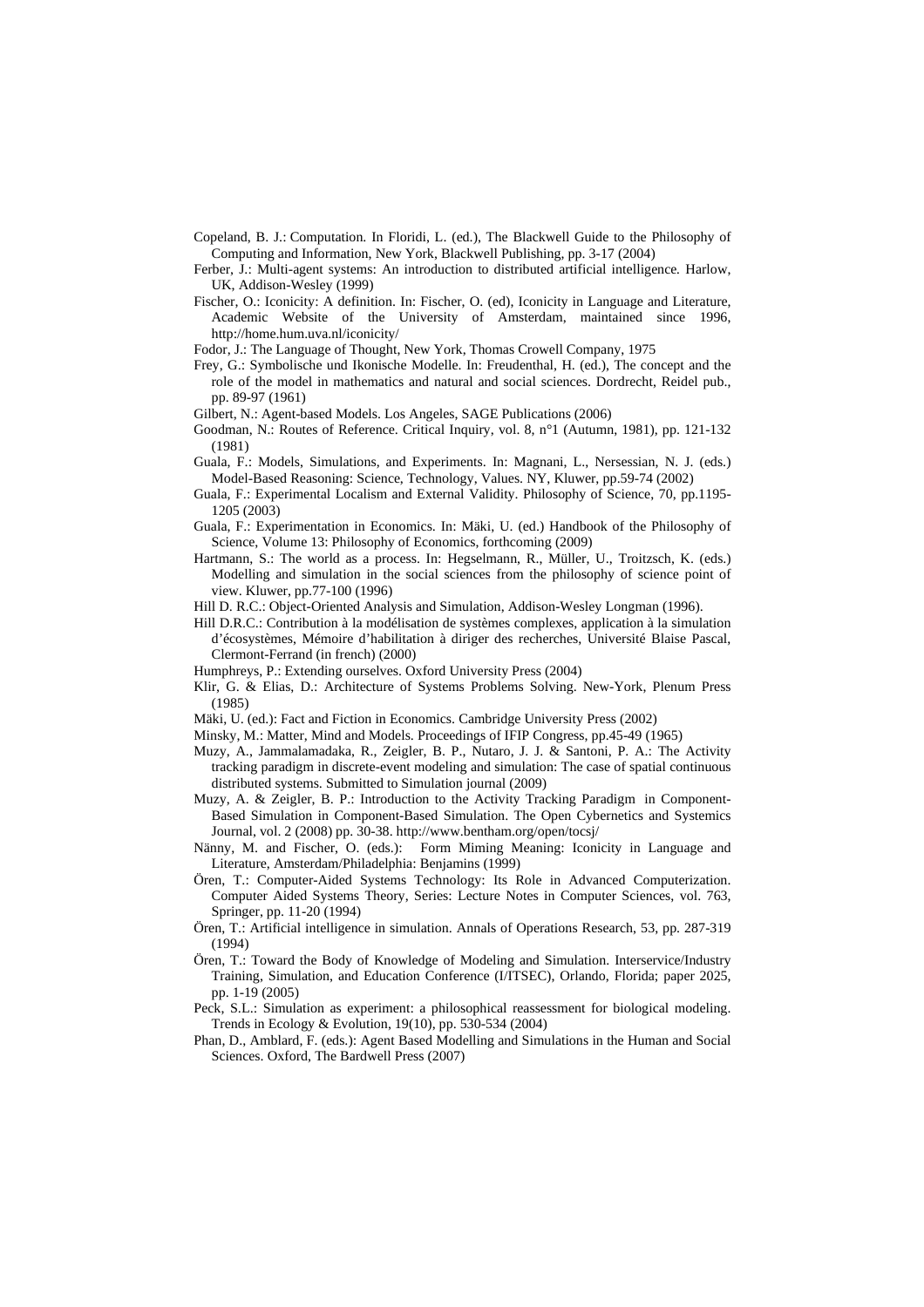Copeland, B. J.: Computation. In Floridi, L. (ed.), The Blackwell Guide to the Philosophy of Computing and Information, New York, Blackwell Publishing, pp. 3-17 (2004)

Ferber, J.: Multi-agent systems: An introduction to distributed artificial intelligence. Harlow, UK, Addison-Wesley (1999)

Fischer, O.: Iconicity: A definition. In: Fischer, O. (ed), Iconicity in Language and Literature, Academic Website of the University of Amsterdam, maintained since 1996, http://home.hum.uva.nl/iconicity/

Fodor, J.: The Language of Thought, New York, Thomas Crowell Company, 1975

Frey, G.: Symbolische und Ikonische Modelle. In: Freudenthal, H. (ed.), The concept and the role of the model in mathematics and natural and social sciences. Dordrecht, Reidel pub., pp. 89-97 (1961)

Gilbert, N.: Agent-based Models. Los Angeles, SAGE Publications (2006)

Goodman, N.: Routes of Reference. Critical Inquiry, vol. 8, n°1 (Autumn, 1981), pp. 121-132 (1981)

Guala, F.: Models, Simulations, and Experiments. In: Magnani, L., Nersessian, N. J. (eds.) Model-Based Reasoning: Science, Technology, Values. NY, Kluwer, pp.59-74 (2002)

Guala, F.: Experimental Localism and External Validity. Philosophy of Science, 70, pp.1195-1205 (2003)

Guala, F.: Experimentation in Economics. In: Mäki, U. (ed.) Handbook of the Philosophy of Science, Volume 13: Philosophy of Economics, forthcoming (2009)

Hartmann, S.: The world as a process. In: Hegselmann, R., Müller, U., Troitzsch, K. (eds.) Modelling and simulation in the social sciences from the philosophy of science point of view. Kluwer, pp.77-100 (1996)

Hill D. R.C.: Object-Oriented Analysis and Simulation, Addison-Wesley Longman (1996).

Hill D.R.C.: Contribution à la modélisation de systèmes complexes, application à la simulation d'écosystèmes, Mémoire d'habilitation à diriger des recherches, Université Blaise Pascal, Clermont-Ferrand (in french) (2000)

Humphreys, P.: Extending ourselves. Oxford University Press (2004)

Klir, G. & Elias, D.: Architecture of Systems Problems Solving. New-York, Plenum Press (1985)

Mäki, U. (ed.): Fact and Fiction in Economics. Cambridge University Press (2002)

Minsky, M.: Matter, Mind and Models. Proceedings of IFIP Congress, pp.45-49 (1965)

Muzy, A., Jammalamadaka, R., Zeigler, B. P., Nutaro, J. J. & Santoni, P. A.: The Activity tracking paradigm in discrete-event modeling and simulation: The case of spatial continuous distributed systems. Submitted to Simulation journal (2009)

Muzy, A. & Zeigler, B. P.: Introduction to the Activity Tracking Paradigm in Component-Based Simulation in Component-Based Simulation. The Open Cybernetics and Systemics Journal, vol. 2 (2008) pp. 30-38. http://www.bentham.org/open/tocsj/

Nänny, M. and Fischer, O. (eds.): Form Miming Meaning: Iconicity in Language and Literature, Amsterdam/Philadelphia: Benjamins (1999)

Ören, T.: Computer-Aided Systems Technology: Its Role in Advanced Computerization. Computer Aided Systems Theory, Series: Lecture Notes in Computer Sciences, vol. 763, Springer, pp. 11-20 (1994)

Ören, T.: Artificial intelligence in simulation. Annals of Operations Research, 53, pp. 287-319 (1994)

Ören, T.: Toward the Body of Knowledge of Modeling and Simulation. Interservice/Industry Training, Simulation, and Education Conference (I/ITSEC), Orlando, Florida; paper 2025, pp. 1-19 (2005)

Peck, S.L.: Simulation as experiment: a philosophical reassessment for biological modeling. Trends in Ecology & Evolution, 19(10), pp. 530-534 (2004)

Phan, D., Amblard, F. (eds.): Agent Based Modelling and Simulations in the Human and Social Sciences. Oxford, The Bardwell Press (2007)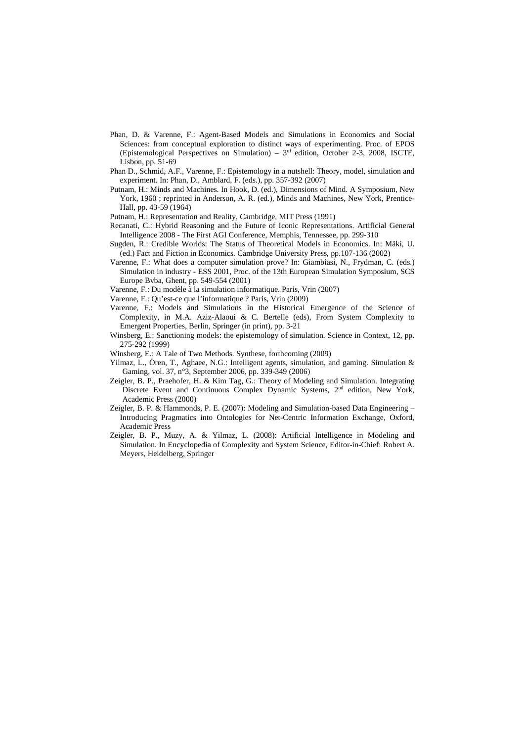Phan, D. & Varenne, F.: Agent-Based Models and Simulations in Economics and Social Sciences: from conceptual exploration to distinct ways of experimenting. Proc. of EPOS (Epistemological Perspectives on Simulation) – 3rd edition, October 2-3, 2008, ISCTE, Lisbon, pp. 51-69

Phan D., Schmid, A.F., Varenne, F.: Epistemology in a nutshell: Theory, model, simulation and experiment. In: Phan, D., Amblard, F. (eds.), pp. 357-392 (2007)

Putnam, H.: Minds and Machines. In Hook, D. (ed.), Dimensions of Mind. A Symposium, New York, 1960 ; reprinted in Anderson, A. R. (ed.), Minds and Machines, New York, Prentice-Hall, pp. 43-59 (1964)

Putnam, H.: Representation and Reality, Cambridge, MIT Press (1991)

Recanati, C.: Hybrid Reasoning and the Future of Iconic Representations. Artificial General Intelligence 2008 - The First AGI Conference, Memphis, Tennessee, pp. 299-310

Sugden, R.: Credible Worlds: The Status of Theoretical Models in Economics. In: Mäki, U. (ed.) Fact and Fiction in Economics. Cambridge University Press, pp.107-136 (2002)

Varenne, F.: What does a computer simulation prove? In: Giambiasi, N., Frydman, C. (eds.) Simulation in industry - ESS 2001, Proc. of the 13th European Simulation Symposium, SCS Europe Bvba, Ghent, pp. 549-554 (2001)

Varenne, F.: Du modèle à la simulation informatique. Paris, Vrin (2007)

Varenne, F.: Qu'est-ce que l'informatique ? Paris, Vrin (2009)

Varenne, F.: Models and Simulations in the Historical Emergence of the Science of Complexity, in M.A. Aziz-Alaoui & C. Bertelle (eds), From System Complexity to Emergent Properties, Berlin, Springer (in print), pp. 3-21

Winsberg, E.: Sanctioning models: the epistemology of simulation. Science in Context, 12, pp. 275-292 (1999)

Winsberg, E.: A Tale of Two Methods. Synthese, forthcoming (2009)

Yilmaz, L., Ören, T., Aghaee, N.G.: Intelligent agents, simulation, and gaming. Simulation & Gaming, vol. 37, n°3, September 2006, pp. 339-349 (2006)

Zeigler, B. P., Praehofer, H. & Kim Tag, G.: Theory of Modeling and Simulation. Integrating Discrete Event and Continuous Complex Dynamic Systems, 2nd edition, New York, Academic Press (2000)

Zeigler, B. P. & Hammonds, P. E. (2007): Modeling and Simulation-based Data Engineering – Introducing Pragmatics into Ontologies for Net-Centric Information Exchange, Oxford, Academic Press

Zeigler, B. P., Muzy, A. & Yilmaz, L. (2008): Artificial Intelligence in Modeling and Simulation. In Encyclopedia of Complexity and System Science, Editor-in-Chief: Robert A. Meyers, Heidelberg, Springer